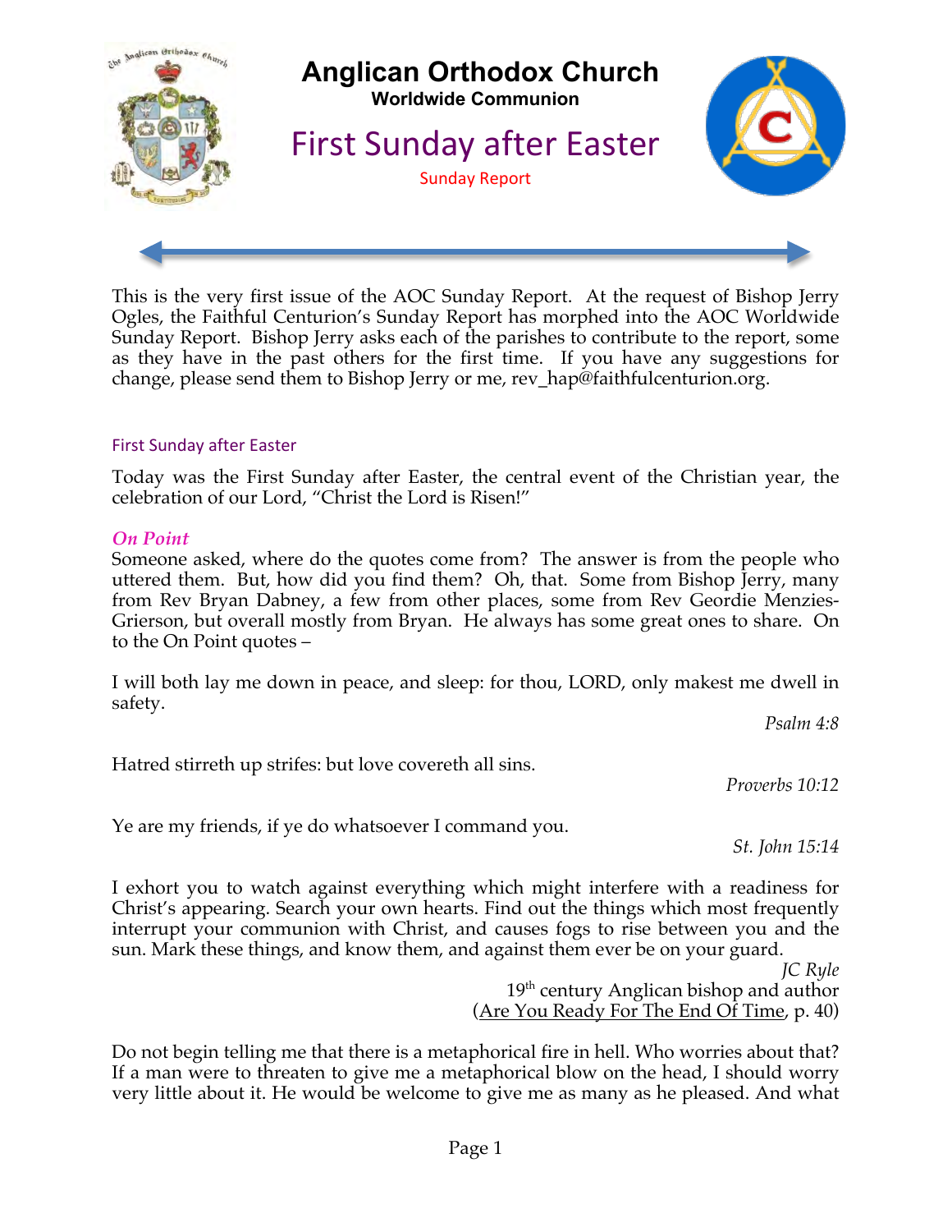# Anglican Orthodox Church

**Worldwide Communion**

## First Sunday after Easter

Sunday Report

This is the very first issue of the AOC Sunday Report. At the request of Bishop Jerry Ogles, the Faithful Centurion's Sunday Report has morphed into the AOC Worldwide Sunday Report. Bishop Jerry asks each of the parishes to contribute to the report, some as they have in the past others for the first time. If you have any suggestions for change, please send them to Bishop Jerry or me, rev_hap@faithfulcenturion.org.

### First Sunday after Easter

Today was the First Sunday after Easter, the central event of the Christian year, the celebration of our Lord, "Christ the Lord is Risen!"

### *On Point*

Someone asked, where do the quotes come from? The answer is from the people who uttered them. But, how did you find them? Oh, that. Some from Bishop Jerry, many from Rev Bryan Dabney, a few from other places, some from Rev Geordie Menzies-Grierson, but overall mostly from Bryan. He always has some great ones to share. On to the On Point quotes –

I will both lay me down in peace, and sleep: for thou, LORD, only makest me dwell in safety.

*Psalm 4:8*

Hatred stirreth up strifes: but love covereth all sins.

*Proverbs 10:12*

Ye are my friends, if ye do whatsoever I command you.

*St. John 15:14*

I exhort you to watch against everything which might interfere with a readiness for Christ's appearing. Search your own hearts. Find out the things which most frequently interrupt your communion with Christ, and causes fogs to rise between you and the sun. Mark these things, and know them, and against them ever be on your guard.

*JC Ryle*
19th century Anglican bishop and author
(Are You Ready For The End Of Time, p. 40)

Do not begin telling me that there is a metaphorical fire in hell. Who worries about that? If a man were to threaten to give me a metaphorical blow on the head, I should worry very little about it. He would be welcome to give me as many as he pleased. And what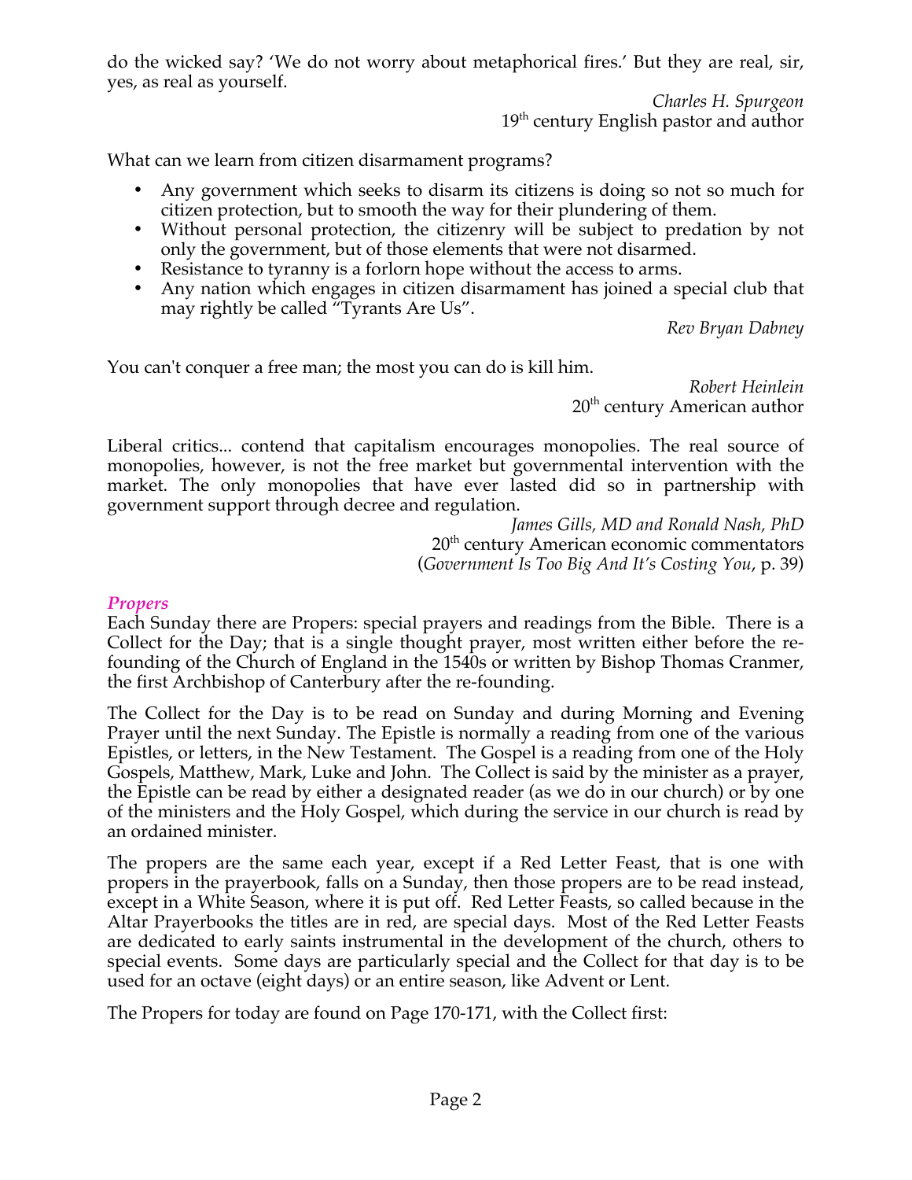do the wicked say? 'We do not worry about metaphorical fires.' But they are real, sir, yes, as real as yourself.

*Charles H. Spurgeon*
19th century English pastor and author

What can we learn from citizen disarmament programs?

- Any government which seeks to disarm its citizens is doing so not so much for citizen protection, but to smooth the way for their plundering of them.
- Without personal protection, the citizenry will be subject to predation by not only the government, but of those elements that were not disarmed.
- Resistance to tyranny is a forlorn hope without the access to arms.
- Any nation which engages in citizen disarmament has joined a special club that may rightly be called "Tyrants Are Us".

*Rev Bryan Dabney*

You can't conquer a free man; the most you can do is kill him.

*Robert Heinlein*
20th century American author

Liberal critics... contend that capitalism encourages monopolies. The real source of monopolies, however, is not the free market but governmental intervention with the market. The only monopolies that have ever lasted did so in partnership with government support through decree and regulation.

*James Gills, MD and Ronald Nash, PhD*
20th century American economic commentators
(*Government Is Too Big And It's Costing You*, p. 39)

### *Propers*

Each Sunday there are Propers: special prayers and readings from the Bible. There is a Collect for the Day; that is a single thought prayer, most written either before the re-founding of the Church of England in the 1540s or written by Bishop Thomas Cranmer, the first Archbishop of Canterbury after the re-founding.

The Collect for the Day is to be read on Sunday and during Morning and Evening Prayer until the next Sunday. The Epistle is normally a reading from one of the various Epistles, or letters, in the New Testament. The Gospel is a reading from one of the Holy Gospels, Matthew, Mark, Luke and John. The Collect is said by the minister as a prayer, the Epistle can be read by either a designated reader (as we do in our church) or by one of the ministers and the Holy Gospel, which during the service in our church is read by an ordained minister.

The propers are the same each year, except if a Red Letter Feast, that is one with propers in the prayerbook, falls on a Sunday, then those propers are to be read instead, except in a White Season, where it is put off. Red Letter Feasts, so called because in the Altar Prayerbooks the titles are in red, are special days. Most of the Red Letter Feasts are dedicated to early saints instrumental in the development of the church, others to special events. Some days are particularly special and the Collect for that day is to be used for an octave (eight days) or an entire season, like Advent or Lent.

The Propers for today are found on Page 170-171, with the Collect first: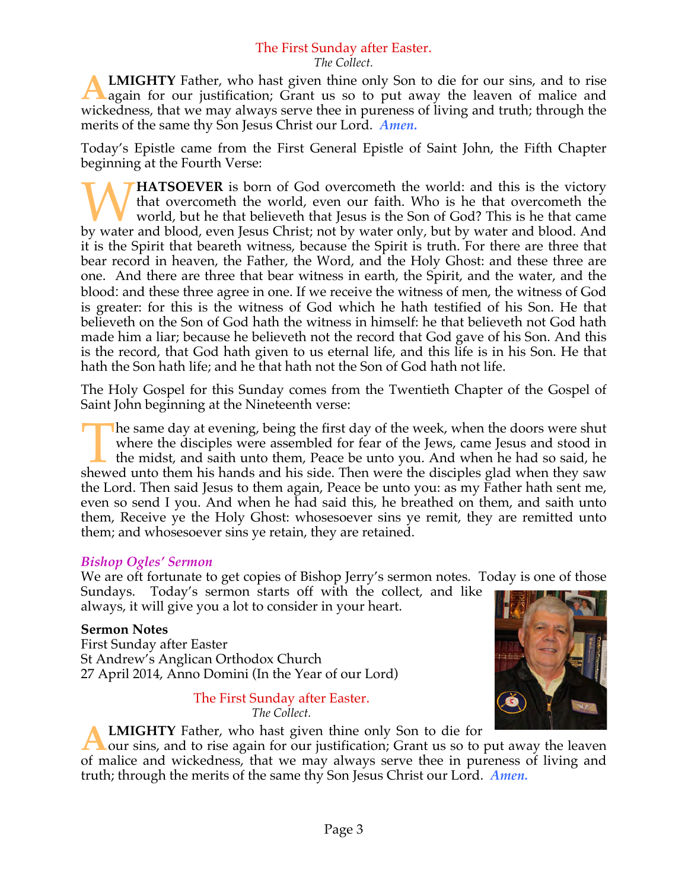## The First Sunday after Easter.

*The Collect.*

**ALMIGHTY** Father, who hast given thine only Son to die for our sins, and to rise again for our justification; Grant us so to put away the leaven of malice and wickedness, that we may always serve thee in pureness of living and truth; through the merits of the same thy Son Jesus Christ our Lord. ***Amen.***

Today's Epistle came from the First General Epistle of Saint John, the Fifth Chapter beginning at the Fourth Verse:

**WHATSOEVER** is born of God overcometh the world: and this is the victory that overcometh the world, even our faith. Who is he that overcometh the world, but he that believeth that Jesus is the Son of God? This is he that came by water and blood, even Jesus Christ; not by water only, but by water and blood. And it is the Spirit that beareth witness, because the Spirit is truth. For there are three that bear record in heaven, the Father, the Word, and the Holy Ghost: and these three are one. And there are three that bear witness in earth, the Spirit, and the water, and the blood: and these three agree in one. If we receive the witness of men, the witness of God is greater: for this is the witness of God which he hath testified of his Son. He that believeth on the Son of God hath the witness in himself: he that believeth not God hath made him a liar; because he believeth not the record that God gave of his Son. And this is the record, that God hath given to us eternal life, and this life is in his Son. He that hath the Son hath life; and he that hath not the Son of God hath not life.

The Holy Gospel for this Sunday comes from the Twentieth Chapter of the Gospel of Saint John beginning at the Nineteenth verse:

The same day at evening, being the first day of the week, when the doors were shut where the disciples were assembled for fear of the Jews, came Jesus and stood in the midst, and saith unto them, Peace be unto you. And when he had so said, he shewed unto them his hands and his side. Then were the disciples glad when they saw the Lord. Then said Jesus to them again, Peace be unto you: as my Father hath sent me, even so send I you. And when he had said this, he breathed on them, and saith unto them, Receive ye the Holy Ghost: whosesoever sins ye remit, they are remitted unto them; and whosesoever sins ye retain, they are retained.

### *Bishop Ogles' Sermon*

We are oft fortunate to get copies of Bishop Jerry's sermon notes. Today is one of those Sundays. Today's sermon starts off with the collect, and like always, it will give you a lot to consider in your heart.

**Sermon Notes**
First Sunday after Easter
St Andrew's Anglican Orthodox Church
27 April 2014, Anno Domini (In the Year of our Lord)

## The First Sunday after Easter.

*The Collect.*

**ALMIGHTY** Father, who hast given thine only Son to die for our sins, and to rise again for our justification; Grant us so to put away the leaven of malice and wickedness, that we may always serve thee in pureness of living and truth; through the merits of the same thy Son Jesus Christ our Lord. ***Amen.***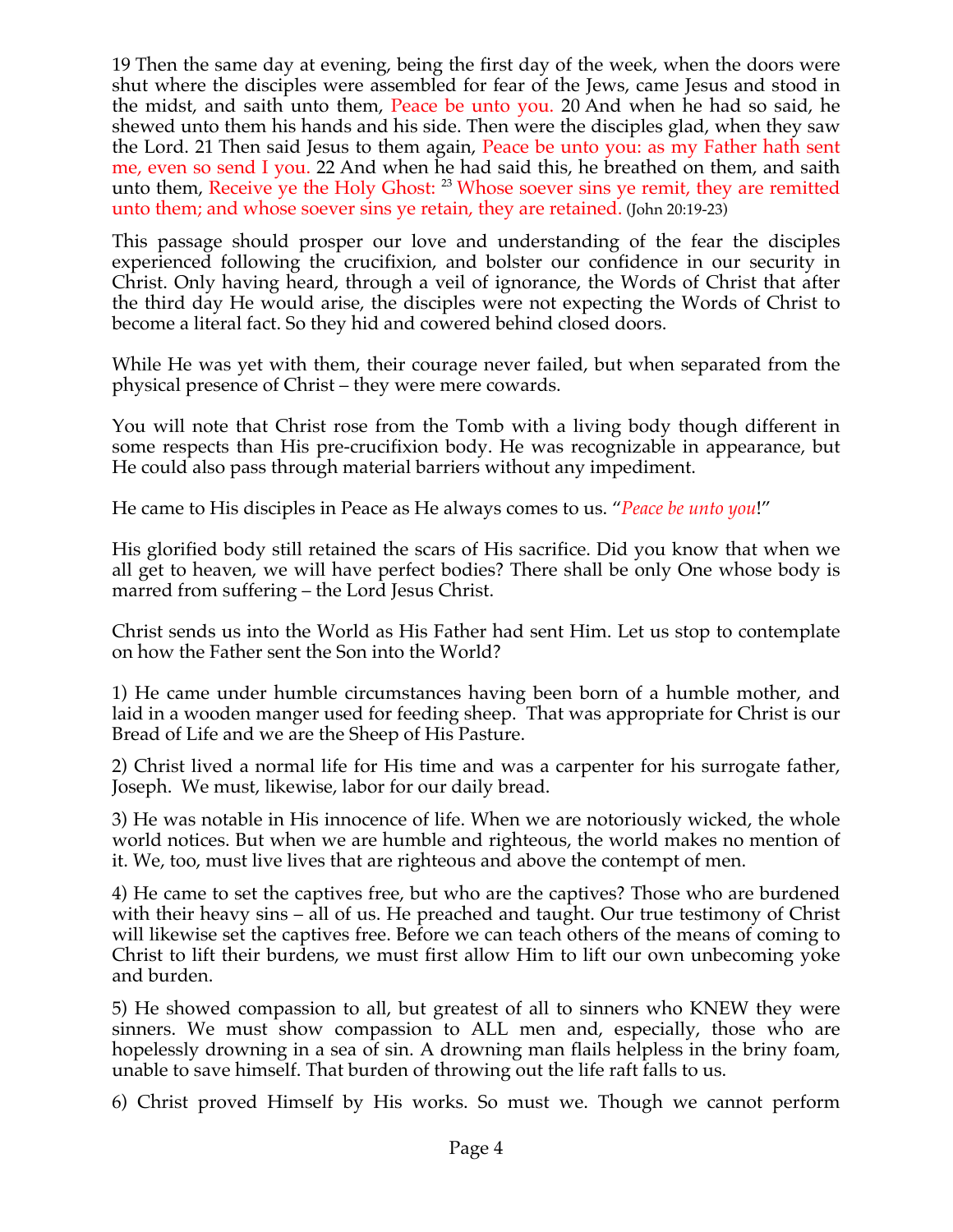19 Then the same day at evening, being the first day of the week, when the doors were shut where the disciples were assembled for fear of the Jews, came Jesus and stood in the midst, and saith unto them, Peace be unto you. 20 And when he had so said, he shewed unto them his hands and his side. Then were the disciples glad, when they saw the Lord. 21 Then said Jesus to them again, Peace be unto you: as my Father hath sent me, even so send I you. 22 And when he had said this, he breathed on them, and saith unto them, Receive ye the Holy Ghost: 23 Whose soever sins ye remit, they are remitted unto them; and whose soever sins ye retain, they are retained. (John 20:19-23)

This passage should prosper our love and understanding of the fear the disciples experienced following the crucifixion, and bolster our confidence in our security in Christ. Only having heard, through a veil of ignorance, the Words of Christ that after the third day He would arise, the disciples were not expecting the Words of Christ to become a literal fact. So they hid and cowered behind closed doors.

While He was yet with them, their courage never failed, but when separated from the physical presence of Christ – they were mere cowards.

You will note that Christ rose from the Tomb with a living body though different in some respects than His pre-crucifixion body. He was recognizable in appearance, but He could also pass through material barriers without any impediment.

He came to His disciples in Peace as He always comes to us. "*Peace be unto you*!"

His glorified body still retained the scars of His sacrifice. Did you know that when we all get to heaven, we will have perfect bodies? There shall be only One whose body is marred from suffering – the Lord Jesus Christ.

Christ sends us into the World as His Father had sent Him. Let us stop to contemplate on how the Father sent the Son into the World?

1) He came under humble circumstances having been born of a humble mother, and laid in a wooden manger used for feeding sheep. That was appropriate for Christ is our Bread of Life and we are the Sheep of His Pasture.

2) Christ lived a normal life for His time and was a carpenter for his surrogate father, Joseph. We must, likewise, labor for our daily bread.

3) He was notable in His innocence of life. When we are notoriously wicked, the whole world notices. But when we are humble and righteous, the world makes no mention of it. We, too, must live lives that are righteous and above the contempt of men.

4) He came to set the captives free, but who are the captives? Those who are burdened with their heavy sins – all of us. He preached and taught. Our true testimony of Christ will likewise set the captives free. Before we can teach others of the means of coming to Christ to lift their burdens, we must first allow Him to lift our own unbecoming yoke and burden.

5) He showed compassion to all, but greatest of all to sinners who KNEW they were sinners. We must show compassion to ALL men and, especially, those who are hopelessly drowning in a sea of sin. A drowning man flails helpless in the briny foam, unable to save himself. That burden of throwing out the life raft falls to us.

6) Christ proved Himself by His works. So must we. Though we cannot perform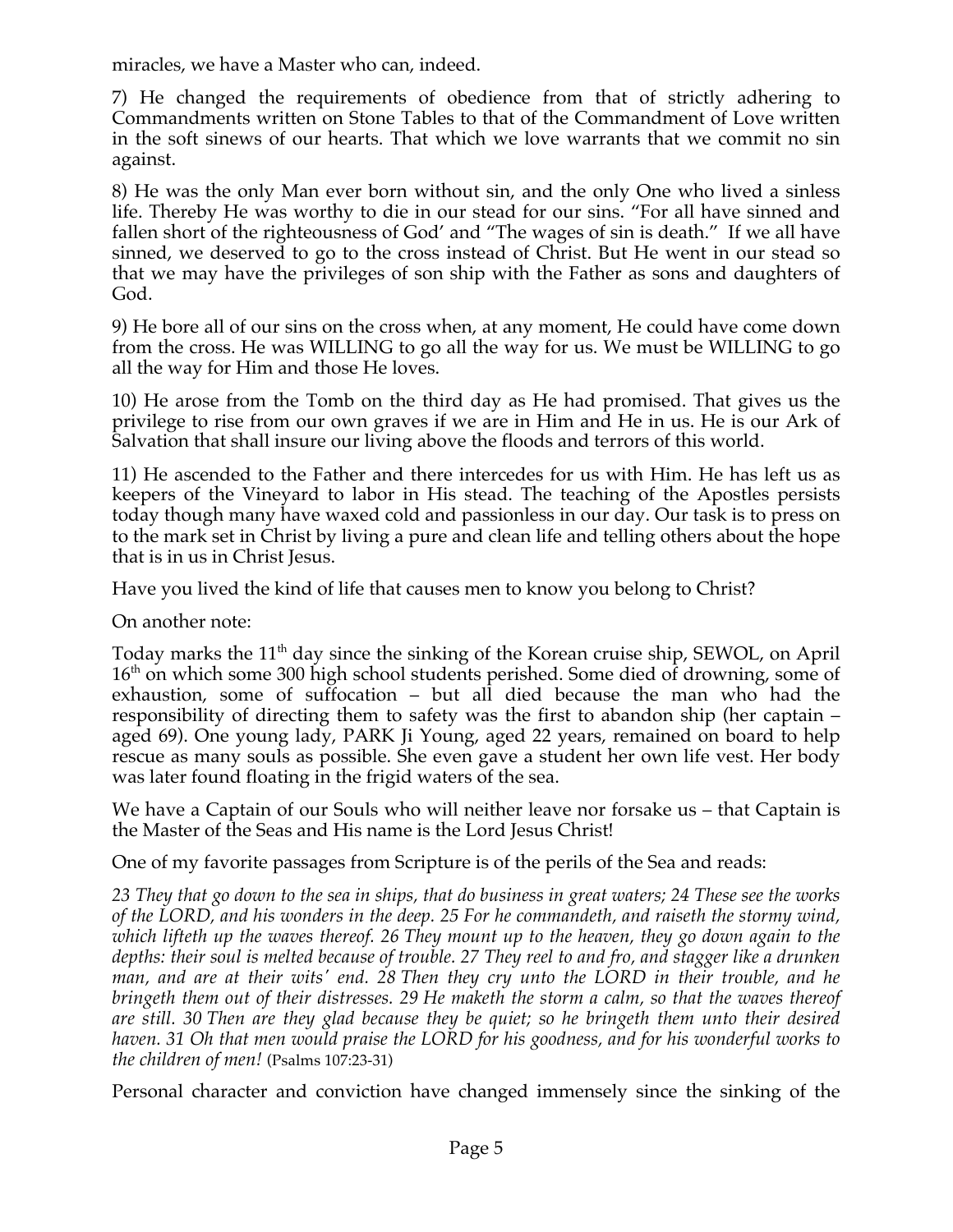miracles, we have a Master who can, indeed.

7) He changed the requirements of obedience from that of strictly adhering to Commandments written on Stone Tables to that of the Commandment of Love written in the soft sinews of our hearts. That which we love warrants that we commit no sin against.

8) He was the only Man ever born without sin, and the only One who lived a sinless life. Thereby He was worthy to die in our stead for our sins. "For all have sinned and fallen short of the righteousness of God' and "The wages of sin is death." If we all have sinned, we deserved to go to the cross instead of Christ. But He went in our stead so that we may have the privileges of son ship with the Father as sons and daughters of God.

9) He bore all of our sins on the cross when, at any moment, He could have come down from the cross. He was WILLING to go all the way for us. We must be WILLING to go all the way for Him and those He loves.

10) He arose from the Tomb on the third day as He had promised. That gives us the privilege to rise from our own graves if we are in Him and He in us. He is our Ark of Salvation that shall insure our living above the floods and terrors of this world.

11) He ascended to the Father and there intercedes for us with Him. He has left us as keepers of the Vineyard to labor in His stead. The teaching of the Apostles persists today though many have waxed cold and passionless in our day. Our task is to press on to the mark set in Christ by living a pure and clean life and telling others about the hope that is in us in Christ Jesus.

Have you lived the kind of life that causes men to know you belong to Christ?

On another note:

Today marks the 11th day since the sinking of the Korean cruise ship, SEWOL, on April 16th on which some 300 high school students perished. Some died of drowning, some of exhaustion, some of suffocation – but all died because the man who had the responsibility of directing them to safety was the first to abandon ship (her captain – aged 69). One young lady, PARK Ji Young, aged 22 years, remained on board to help rescue as many souls as possible. She even gave a student her own life vest. Her body was later found floating in the frigid waters of the sea.

We have a Captain of our Souls who will neither leave nor forsake us – that Captain is the Master of the Seas and His name is the Lord Jesus Christ!

One of my favorite passages from Scripture is of the perils of the Sea and reads:

*23 They that go down to the sea in ships, that do business in great waters; 24 These see the works of the LORD, and his wonders in the deep. 25 For he commandeth, and raiseth the stormy wind, which lifteth up the waves thereof. 26 They mount up to the heaven, they go down again to the depths: their soul is melted because of trouble. 27 They reel to and fro, and stagger like a drunken man, and are at their wits' end. 28 Then they cry unto the LORD in their trouble, and he bringeth them out of their distresses. 29 He maketh the storm a calm, so that the waves thereof are still. 30 Then are they glad because they be quiet; so he bringeth them unto their desired haven. 31 Oh that men would praise the LORD for his goodness, and for his wonderful works to the children of men!* (Psalms 107:23-31)

Personal character and conviction have changed immensely since the sinking of the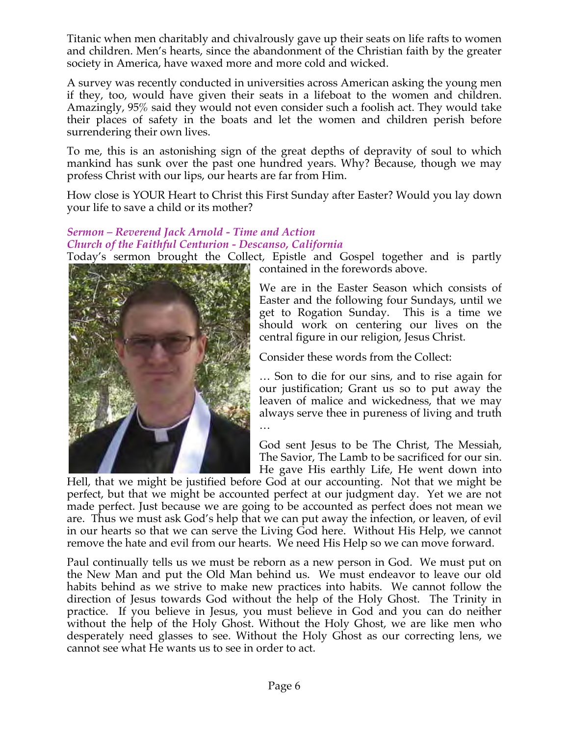Titanic when men charitably and chivalrously gave up their seats on life rafts to women and children. Men's hearts, since the abandonment of the Christian faith by the greater society in America, have waxed more and more cold and wicked.

A survey was recently conducted in universities across American asking the young men if they, too, would have given their seats in a lifeboat to the women and children. Amazingly, 95% said they would not even consider such a foolish act. They would take their places of safety in the boats and let the women and children perish before surrendering their own lives.

To me, this is an astonishing sign of the great depths of depravity of soul to which mankind has sunk over the past one hundred years. Why? Because, though we may profess Christ with our lips, our hearts are far from Him.

How close is YOUR Heart to Christ this First Sunday after Easter? Would you lay down your life to save a child or its mother?

### *Sermon – Reverend Jack Arnold - Time and Action*
### *Church of the Faithful Centurion - Descanso, California*

Today's sermon brought the Collect, Epistle and Gospel together and is partly contained in the forewords above.

We are in the Easter Season which consists of Easter and the following four Sundays, until we get to Rogation Sunday. This is a time we should work on centering our lives on the central figure in our religion, Jesus Christ.

Consider these words from the Collect:

… Son to die for our sins, and to rise again for our justification; Grant us so to put away the leaven of malice and wickedness, that we may always serve thee in pureness of living and truth …

God sent Jesus to be The Christ, The Messiah, The Savior, The Lamb to be sacrificed for our sin. He gave His earthly Life, He went down into Hell, that we might be justified before God at our accounting. Not that we might be perfect, but that we might be accounted perfect at our judgment day. Yet we are not made perfect. Just because we are going to be accounted as perfect does not mean we are. Thus we must ask God's help that we can put away the infection, or leaven, of evil in our hearts so that we can serve the Living God here. Without His Help, we cannot remove the hate and evil from our hearts. We need His Help so we can move forward.

Paul continually tells us we must be reborn as a new person in God. We must put on the New Man and put the Old Man behind us. We must endeavor to leave our old habits behind as we strive to make new practices into habits. We cannot follow the direction of Jesus towards God without the help of the Holy Ghost. The Trinity in practice. If you believe in Jesus, you must believe in God and you can do neither without the help of the Holy Ghost. Without the Holy Ghost, we are like men who desperately need glasses to see. Without the Holy Ghost as our correcting lens, we cannot see what He wants us to see in order to act.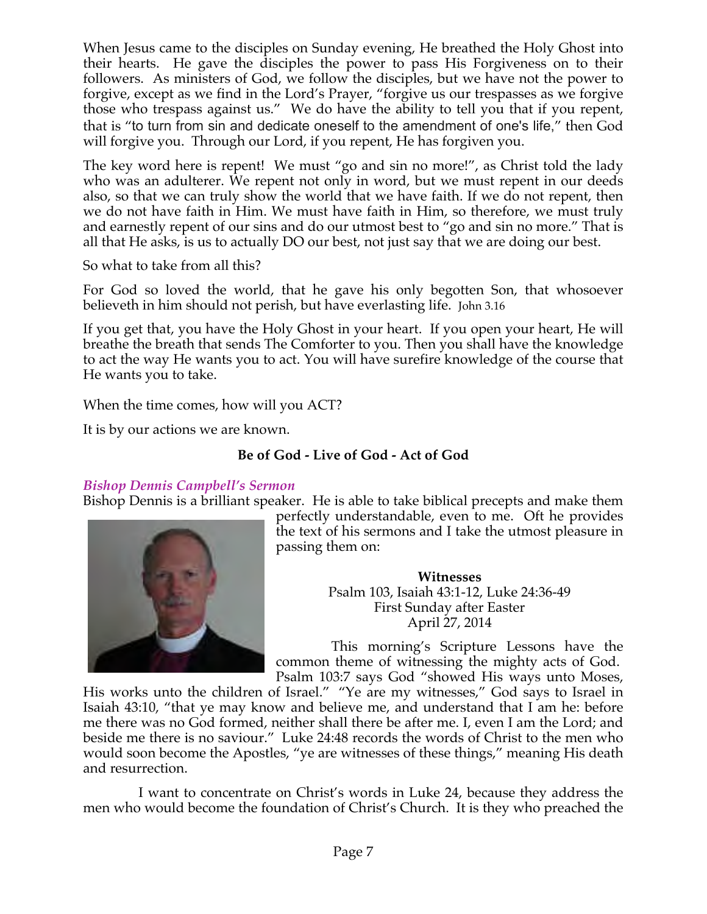When Jesus came to the disciples on Sunday evening, He breathed the Holy Ghost into their hearts. He gave the disciples the power to pass His Forgiveness on to their followers. As ministers of God, we follow the disciples, but we have not the power to forgive, except as we find in the Lord's Prayer, "forgive us our trespasses as we forgive those who trespass against us." We do have the ability to tell you that if you repent, that is "to turn from sin and dedicate oneself to the amendment of one's life," then God will forgive you. Through our Lord, if you repent, He has forgiven you.

The key word here is repent! We must "go and sin no more!", as Christ told the lady who was an adulterer. We repent not only in word, but we must repent in our deeds also, so that we can truly show the world that we have faith. If we do not repent, then we do not have faith in Him. We must have faith in Him, so therefore, we must truly and earnestly repent of our sins and do our utmost best to "go and sin no more." That is all that He asks, is us to actually DO our best, not just say that we are doing our best.

So what to take from all this?

For God so loved the world, that he gave his only begotten Son, that whosoever believeth in him should not perish, but have everlasting life. John 3.16

If you get that, you have the Holy Ghost in your heart. If you open your heart, He will breathe the breath that sends The Comforter to you. Then you shall have the knowledge to act the way He wants you to act. You will have surefire knowledge of the course that He wants you to take.

When the time comes, how will you ACT?

It is by our actions we are known.

**Be of God - Live of God - Act of God**

### *Bishop Dennis Campbell's Sermon*

Bishop Dennis is a brilliant speaker. He is able to take biblical precepts and make them perfectly understandable, even to me. Oft he provides the text of his sermons and I take the utmost pleasure in passing them on:

**Witnesses**

Psalm 103, Isaiah 43:1-12, Luke 24:36-49
First Sunday after Easter
April 27, 2014

This morning's Scripture Lessons have the common theme of witnessing the mighty acts of God. Psalm 103:7 says God "showed His ways unto Moses, His works unto the children of Israel." "Ye are my witnesses," God says to Israel in Isaiah 43:10, "that ye may know and believe me, and understand that I am he: before me there was no God formed, neither shall there be after me. I, even I am the Lord; and beside me there is no saviour." Luke 24:48 records the words of Christ to the men who would soon become the Apostles, "ye are witnesses of these things," meaning His death and resurrection.

I want to concentrate on Christ's words in Luke 24, because they address the men who would become the foundation of Christ's Church. It is they who preached the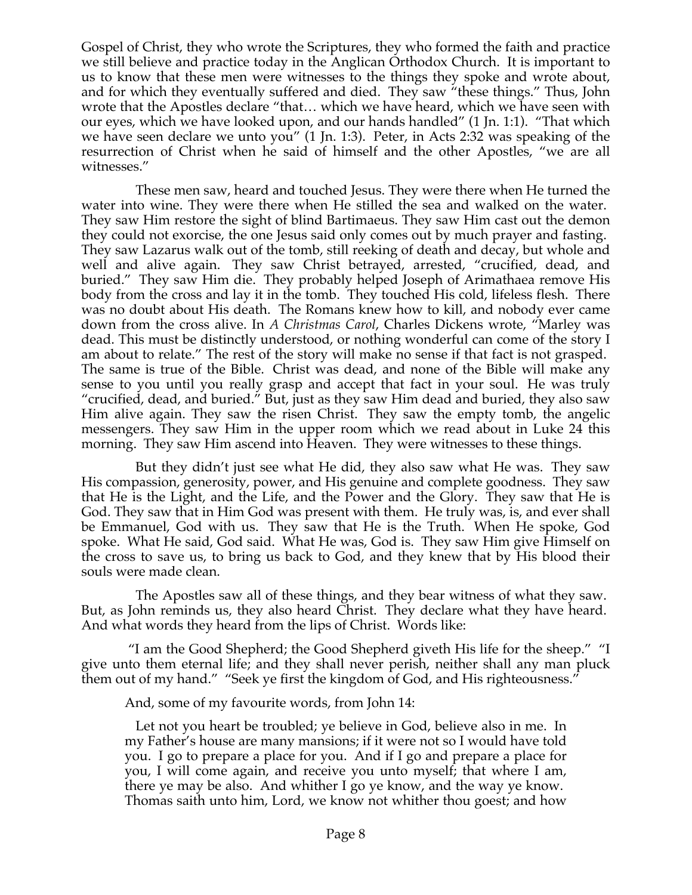Gospel of Christ, they who wrote the Scriptures, they who formed the faith and practice we still believe and practice today in the Anglican Orthodox Church. It is important to us to know that these men were witnesses to the things they spoke and wrote about, and for which they eventually suffered and died. They saw "these things." Thus, John wrote that the Apostles declare "that… which we have heard, which we have seen with our eyes, which we have looked upon, and our hands handled" (1 Jn. 1:1). "That which we have seen declare we unto you" (1 Jn. 1:3). Peter, in Acts 2:32 was speaking of the resurrection of Christ when he said of himself and the other Apostles, "we are all witnesses."

These men saw, heard and touched Jesus. They were there when He turned the water into wine. They were there when He stilled the sea and walked on the water. They saw Him restore the sight of blind Bartimaeus. They saw Him cast out the demon they could not exorcise, the one Jesus said only comes out by much prayer and fasting. They saw Lazarus walk out of the tomb, still reeking of death and decay, but whole and well and alive again. They saw Christ betrayed, arrested, "crucified, dead, and buried." They saw Him die. They probably helped Joseph of Arimathaea remove His body from the cross and lay it in the tomb. They touched His cold, lifeless flesh. There was no doubt about His death. The Romans knew how to kill, and nobody ever came down from the cross alive. In *A Christmas Carol*, Charles Dickens wrote, "Marley was dead. This must be distinctly understood, or nothing wonderful can come of the story I am about to relate." The rest of the story will make no sense if that fact is not grasped. The same is true of the Bible. Christ was dead, and none of the Bible will make any sense to you until you really grasp and accept that fact in your soul. He was truly "crucified, dead, and buried." But, just as they saw Him dead and buried, they also saw Him alive again. They saw the risen Christ. They saw the empty tomb, the angelic messengers. They saw Him in the upper room which we read about in Luke 24 this morning. They saw Him ascend into Heaven. They were witnesses to these things.

But they didn't just see what He did, they also saw what He was. They saw His compassion, generosity, power, and His genuine and complete goodness. They saw that He is the Light, and the Life, and the Power and the Glory. They saw that He is God. They saw that in Him God was present with them. He truly was, is, and ever shall be Emmanuel, God with us. They saw that He is the Truth. When He spoke, God spoke. What He said, God said. What He was, God is. They saw Him give Himself on the cross to save us, to bring us back to God, and they knew that by His blood their souls were made clean.

The Apostles saw all of these things, and they bear witness of what they saw. But, as John reminds us, they also heard Christ. They declare what they have heard. And what words they heard from the lips of Christ. Words like:

"I am the Good Shepherd; the Good Shepherd giveth His life for the sheep." "I give unto them eternal life; and they shall never perish, neither shall any man pluck them out of my hand." "Seek ye first the kingdom of God, and His righteousness."

And, some of my favourite words, from John 14:

> Let not you heart be troubled; ye believe in God, believe also in me. In my Father's house are many mansions; if it were not so I would have told you. I go to prepare a place for you. And if I go and prepare a place for you, I will come again, and receive you unto myself; that where I am, there ye may be also. And whither I go ye know, and the way ye know. Thomas saith unto him, Lord, we know not whither thou goest; and how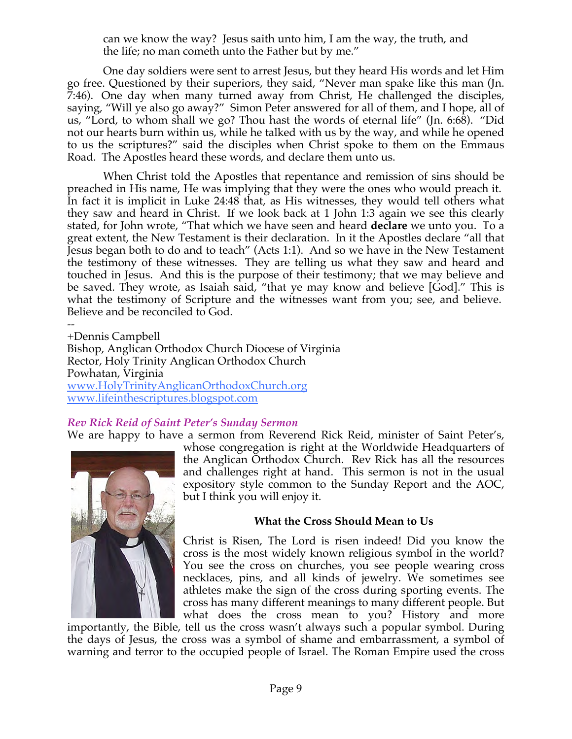can we know the way? Jesus saith unto him, I am the way, the truth, and the life; no man cometh unto the Father but by me."

One day soldiers were sent to arrest Jesus, but they heard His words and let Him go free. Questioned by their superiors, they said, "Never man spake like this man (Jn. 7:46). One day when many turned away from Christ, He challenged the disciples, saying, "Will ye also go away?" Simon Peter answered for all of them, and I hope, all of us, "Lord, to whom shall we go? Thou hast the words of eternal life" (Jn. 6:68). "Did not our hearts burn within us, while he talked with us by the way, and while he opened to us the scriptures?" said the disciples when Christ spoke to them on the Emmaus Road. The Apostles heard these words, and declare them unto us.

When Christ told the Apostles that repentance and remission of sins should be preached in His name, He was implying that they were the ones who would preach it. In fact it is implicit in Luke 24:48 that, as His witnesses, they would tell others what they saw and heard in Christ. If we look back at 1 John 1:3 again we see this clearly stated, for John wrote, "That which we have seen and heard **declare** we unto you. To a great extent, the New Testament is their declaration. In it the Apostles declare "all that Jesus began both to do and to teach" (Acts 1:1). And so we have in the New Testament the testimony of these witnesses. They are telling us what they saw and heard and touched in Jesus. And this is the purpose of their testimony; that we may believe and be saved. They wrote, as Isaiah said, "that ye may know and believe [God]." This is what the testimony of Scripture and the witnesses want from you; see, and believe. Believe and be reconciled to God.

--
+Dennis Campbell
Bishop, Anglican Orthodox Church Diocese of Virginia
Rector, Holy Trinity Anglican Orthodox Church
Powhatan, Virginia
www.HolyTrinityAnglicanOrthodoxChurch.org
www.lifeinthescriptures.blogspot.com

## *Rev Rick Reid of Saint Peter's Sunday Sermon*

We are happy to have a sermon from Reverend Rick Reid, minister of Saint Peter's, whose congregation is right at the Worldwide Headquarters of the Anglican Orthodox Church. Rev Rick has all the resources and challenges right at hand. This sermon is not in the usual expository style common to the Sunday Report and the AOC, but I think you will enjoy it.

### What the Cross Should Mean to Us

Christ is Risen, The Lord is risen indeed! Did you know the cross is the most widely known religious symbol in the world? You see the cross on churches, you see people wearing cross necklaces, pins, and all kinds of jewelry. We sometimes see athletes make the sign of the cross during sporting events. The cross has many different meanings to many different people. But what does the cross mean to you? History and more importantly, the Bible, tell us the cross wasn't always such a popular symbol. During the days of Jesus, the cross was a symbol of shame and embarrassment, a symbol of warning and terror to the occupied people of Israel. The Roman Empire used the cross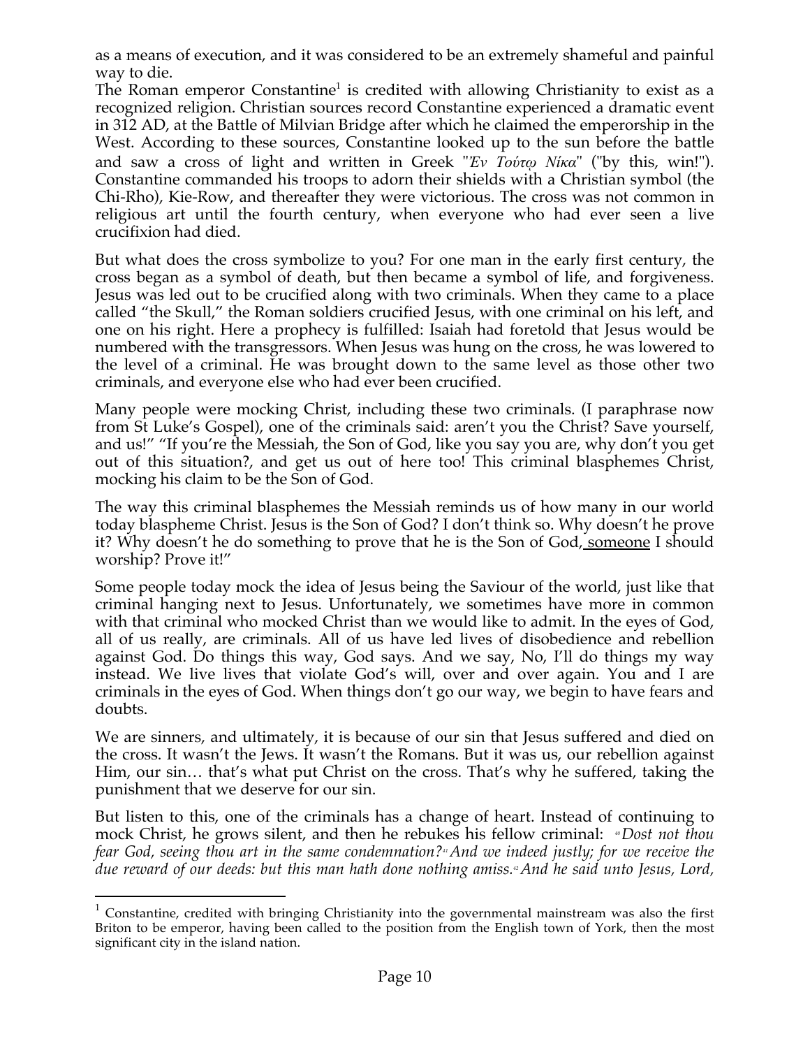as a means of execution, and it was considered to be an extremely shameful and painful way to die.

The Roman emperor Constantine[1] is credited with allowing Christianity to exist as a recognized religion. Christian sources record Constantine experienced a dramatic event in 312 AD, at the Battle of Milvian Bridge after which he claimed the emperorship in the West. According to these sources, Constantine looked up to the sun before the battle and saw a cross of light and written in Greek "*Ἐν Τούτῳ Νίκα*" ("by this, win!"). Constantine commanded his troops to adorn their shields with a Christian symbol (the Chi-Rho), Kie-Row, and thereafter they were victorious. The cross was not common in religious art until the fourth century, when everyone who had ever seen a live crucifixion had died.

But what does the cross symbolize to you? For one man in the early first century, the cross began as a symbol of death, but then became a symbol of life, and forgiveness. Jesus was led out to be crucified along with two criminals. When they came to a place called "the Skull," the Roman soldiers crucified Jesus, with one criminal on his left, and one on his right. Here a prophecy is fulfilled: Isaiah had foretold that Jesus would be numbered with the transgressors. When Jesus was hung on the cross, he was lowered to the level of a criminal. He was brought down to the same level as those other two criminals, and everyone else who had ever been crucified.

Many people were mocking Christ, including these two criminals. (I paraphrase now from St Luke's Gospel), one of the criminals said: aren't you the Christ? Save yourself, and us!" "If you're the Messiah, the Son of God, like you say you are, why don't you get out of this situation?, and get us out of here too! This criminal blasphemes Christ, mocking his claim to be the Son of God.

The way this criminal blasphemes the Messiah reminds us of how many in our world today blaspheme Christ. Jesus is the Son of God? I don't think so. Why doesn't he prove it? Why doesn't he do something to prove that he is the Son of God, someone I should worship? Prove it!"

Some people today mock the idea of Jesus being the Saviour of the world, just like that criminal hanging next to Jesus. Unfortunately, we sometimes have more in common with that criminal who mocked Christ than we would like to admit. In the eyes of God, all of us really, are criminals. All of us have led lives of disobedience and rebellion against God. Do things this way, God says. And we say, No, I'll do things my way instead. We live lives that violate God's will, over and over again. You and I are criminals in the eyes of God. When things don't go our way, we begin to have fears and doubts.

We are sinners, and ultimately, it is because of our sin that Jesus suffered and died on the cross. It wasn't the Jews. It wasn't the Romans. But it was us, our rebellion against Him, our sin… that's what put Christ on the cross. That's why he suffered, taking the punishment that we deserve for our sin.

But listen to this, one of the criminals has a change of heart. Instead of continuing to mock Christ, he grows silent, and then he rebukes his fellow criminal: [40]*Dost not thou fear God, seeing thou art in the same condemnation?*[41]*And we indeed justly; for we receive the due reward of our deeds: but this man hath done nothing amiss.*[42]*And he said unto Jesus, Lord,*

---

[1] Constantine, credited with bringing Christianity into the governmental mainstream was also the first Briton to be emperor, having been called to the position from the English town of York, then the most significant city in the island nation.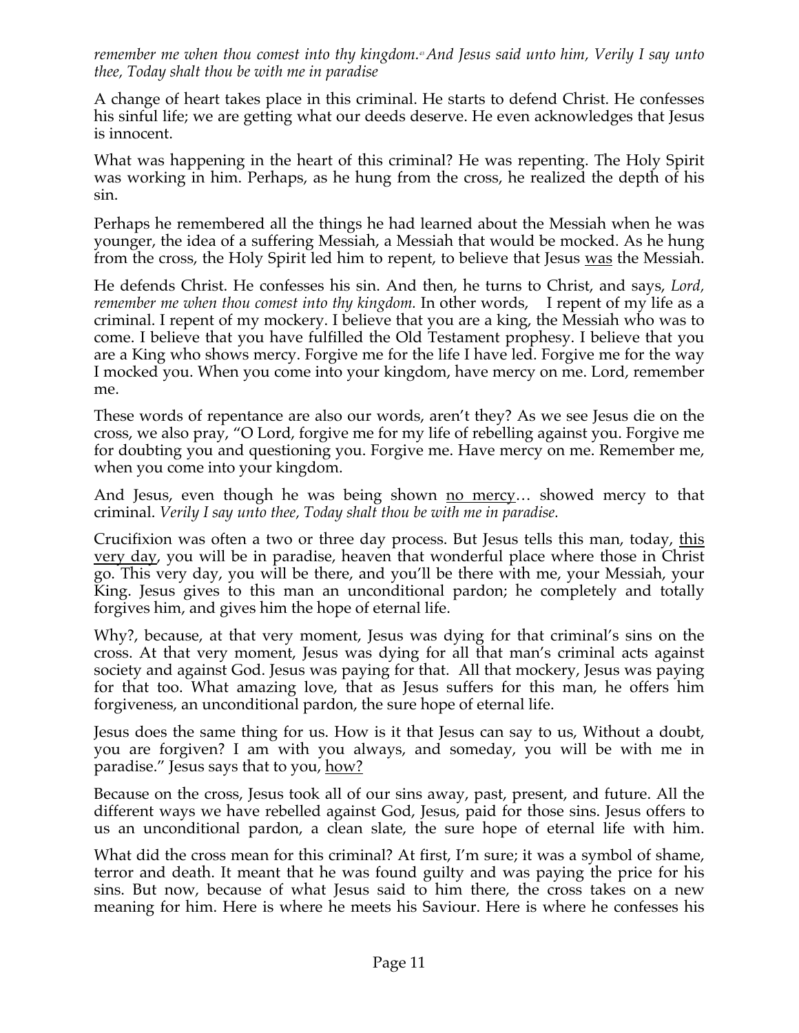*remember me when thou comest into thy kingdom.[43] And Jesus said unto him, Verily I say unto thee, Today shalt thou be with me in paradise*

A change of heart takes place in this criminal. He starts to defend Christ. He confesses his sinful life; we are getting what our deeds deserve. He even acknowledges that Jesus is innocent.

What was happening in the heart of this criminal? He was repenting. The Holy Spirit was working in him. Perhaps, as he hung from the cross, he realized the depth of his sin.

Perhaps he remembered all the things he had learned about the Messiah when he was younger, the idea of a suffering Messiah, a Messiah that would be mocked. As he hung from the cross, the Holy Spirit led him to repent, to believe that Jesus <u>was</u> the Messiah.

He defends Christ. He confesses his sin. And then, he turns to Christ, and says, *Lord, remember me when thou comest into thy kingdom.* In other words, I repent of my life as a criminal. I repent of my mockery. I believe that you are a king, the Messiah who was to come. I believe that you have fulfilled the Old Testament prophesy. I believe that you are a King who shows mercy. Forgive me for the life I have led. Forgive me for the way I mocked you. When you come into your kingdom, have mercy on me. Lord, remember me.

These words of repentance are also our words, aren't they? As we see Jesus die on the cross, we also pray, "O Lord, forgive me for my life of rebelling against you. Forgive me for doubting you and questioning you. Forgive me. Have mercy on me. Remember me, when you come into your kingdom.

And Jesus, even though he was being shown <u>no mercy</u>… showed mercy to that criminal. *Verily I say unto thee, Today shalt thou be with me in paradise.*

Crucifixion was often a two or three day process. But Jesus tells this man, today, <u>this very day</u>, you will be in paradise, heaven that wonderful place where those in Christ go. This very day, you will be there, and you'll be there with me, your Messiah, your King. Jesus gives to this man an unconditional pardon; he completely and totally forgives him, and gives him the hope of eternal life.

Why?, because, at that very moment, Jesus was dying for that criminal's sins on the cross. At that very moment, Jesus was dying for all that man's criminal acts against society and against God. Jesus was paying for that. All that mockery, Jesus was paying for that too. What amazing love, that as Jesus suffers for this man, he offers him forgiveness, an unconditional pardon, the sure hope of eternal life.

Jesus does the same thing for us. How is it that Jesus can say to us, Without a doubt, you are forgiven? I am with you always, and someday, you will be with me in paradise." Jesus says that to you, <u>how?</u>

Because on the cross, Jesus took all of our sins away, past, present, and future. All the different ways we have rebelled against God, Jesus, paid for those sins. Jesus offers to us an unconditional pardon, a clean slate, the sure hope of eternal life with him.

What did the cross mean for this criminal? At first, I'm sure; it was a symbol of shame, terror and death. It meant that he was found guilty and was paying the price for his sins. But now, because of what Jesus said to him there, the cross takes on a new meaning for him. Here is where he meets his Saviour. Here is where he confesses his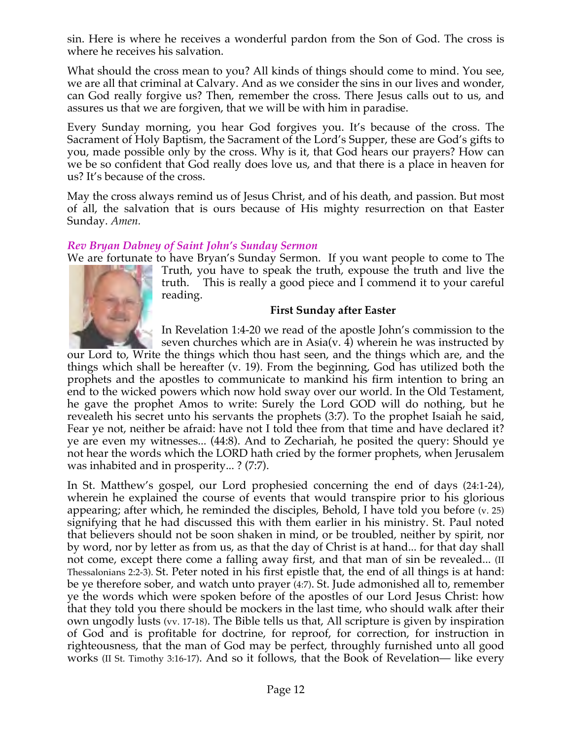sin. Here is where he receives a wonderful pardon from the Son of God. The cross is where he receives his salvation.

What should the cross mean to you? All kinds of things should come to mind. You see, we are all that criminal at Calvary. And as we consider the sins in our lives and wonder, can God really forgive us? Then, remember the cross. There Jesus calls out to us, and assures us that we are forgiven, that we will be with him in paradise.

Every Sunday morning, you hear God forgives you. It's because of the cross. The Sacrament of Holy Baptism, the Sacrament of the Lord's Supper, these are God's gifts to you, made possible only by the cross. Why is it, that God hears our prayers? How can we be so confident that God really does love us, and that there is a place in heaven for us? It's because of the cross.

May the cross always remind us of Jesus Christ, and of his death, and passion. But most of all, the salvation that is ours because of His mighty resurrection on that Easter Sunday. *Amen.*

### *Rev Bryan Dabney of Saint John's Sunday Sermon*

We are fortunate to have Bryan's Sunday Sermon. If you want people to come to The Truth, you have to speak the truth, expouse the truth and live the truth. This is really a good piece and I commend it to your careful reading.

**First Sunday after Easter**

In Revelation 1:4-20 we read of the apostle John's commission to the seven churches which are in Asia(v. 4) wherein he was instructed by our Lord to, Write the things which thou hast seen, and the things which are, and the things which shall be hereafter (v. 19). From the beginning, God has utilized both the prophets and the apostles to communicate to mankind his firm intention to bring an end to the wicked powers which now hold sway over our world. In the Old Testament, he gave the prophet Amos to write: Surely the Lord GOD will do nothing, but he revealeth his secret unto his servants the prophets (3:7). To the prophet Isaiah he said, Fear ye not, neither be afraid: have not I told thee from that time and have declared it? ye are even my witnesses... (44:8). And to Zechariah, he posited the query: Should ye not hear the words which the LORD hath cried by the former prophets, when Jerusalem was inhabited and in prosperity... ? (7:7).

In St. Matthew's gospel, our Lord prophesied concerning the end of days (24:1-24), wherein he explained the course of events that would transpire prior to his glorious appearing; after which, he reminded the disciples, Behold, I have told you before (v. 25) signifying that he had discussed this with them earlier in his ministry. St. Paul noted that believers should not be soon shaken in mind, or be troubled, neither by spirit, nor by word, nor by letter as from us, as that the day of Christ is at hand... for that day shall not come, except there come a falling away first, and that man of sin be revealed... (II Thessalonians 2:2-3). St. Peter noted in his first epistle that, the end of all things is at hand: be ye therefore sober, and watch unto prayer (4:7). St. Jude admonished all to, remember ye the words which were spoken before of the apostles of our Lord Jesus Christ: how that they told you there should be mockers in the last time, who should walk after their own ungodly lusts (vv. 17-18). The Bible tells us that, All scripture is given by inspiration of God and is profitable for doctrine, for reproof, for correction, for instruction in righteousness, that the man of God may be perfect, throughly furnished unto all good works (II St. Timothy 3:16-17). And so it follows, that the Book of Revelation— like every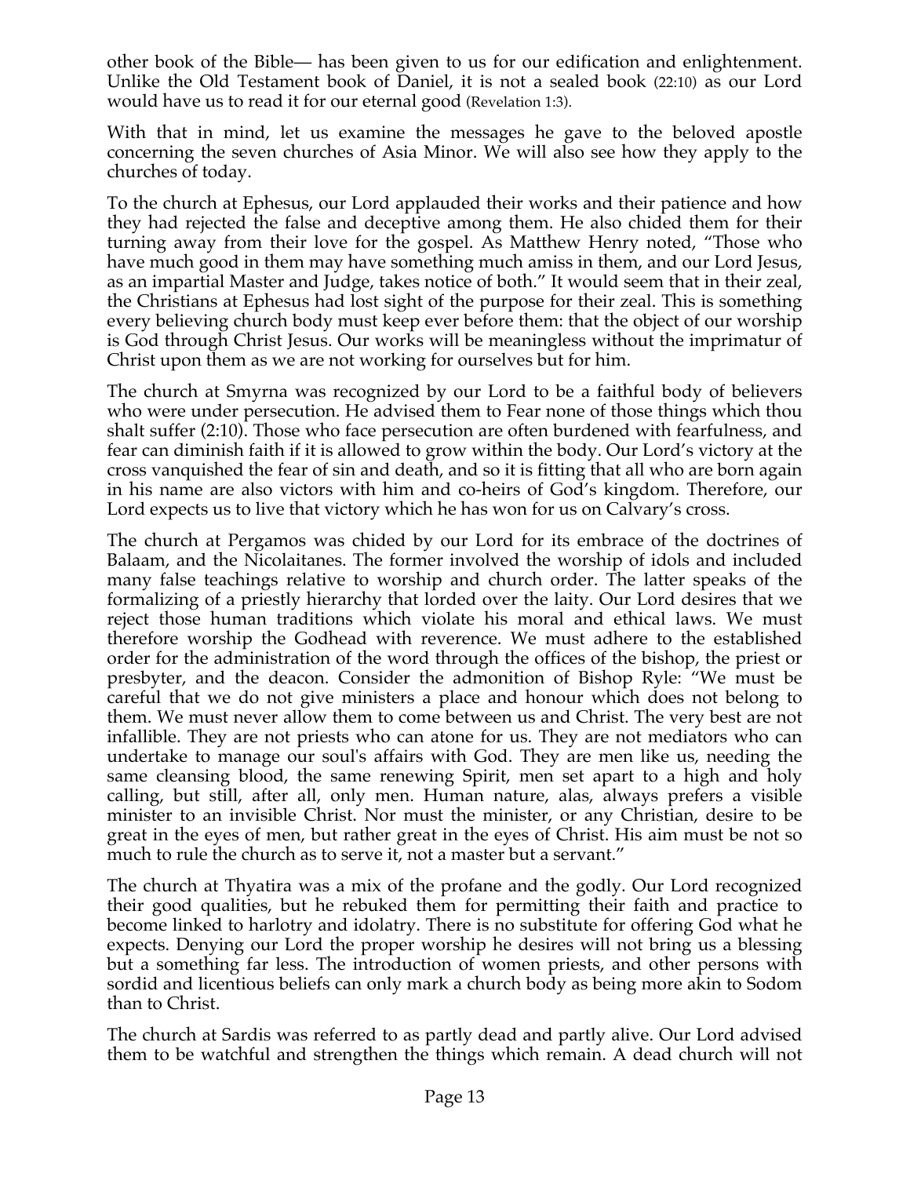other book of the Bible— has been given to us for our edification and enlightenment. Unlike the Old Testament book of Daniel, it is not a sealed book (22:10) as our Lord would have us to read it for our eternal good (Revelation 1:3).

With that in mind, let us examine the messages he gave to the beloved apostle concerning the seven churches of Asia Minor. We will also see how they apply to the churches of today.

To the church at Ephesus, our Lord applauded their works and their patience and how they had rejected the false and deceptive among them. He also chided them for their turning away from their love for the gospel. As Matthew Henry noted, "Those who have much good in them may have something much amiss in them, and our Lord Jesus, as an impartial Master and Judge, takes notice of both." It would seem that in their zeal, the Christians at Ephesus had lost sight of the purpose for their zeal. This is something every believing church body must keep ever before them: that the object of our worship is God through Christ Jesus. Our works will be meaningless without the imprimatur of Christ upon them as we are not working for ourselves but for him.

The church at Smyrna was recognized by our Lord to be a faithful body of believers who were under persecution. He advised them to Fear none of those things which thou shalt suffer (2:10). Those who face persecution are often burdened with fearfulness, and fear can diminish faith if it is allowed to grow within the body. Our Lord's victory at the cross vanquished the fear of sin and death, and so it is fitting that all who are born again in his name are also victors with him and co-heirs of God's kingdom. Therefore, our Lord expects us to live that victory which he has won for us on Calvary's cross.

The church at Pergamos was chided by our Lord for its embrace of the doctrines of Balaam, and the Nicolaitanes. The former involved the worship of idols and included many false teachings relative to worship and church order. The latter speaks of the formalizing of a priestly hierarchy that lorded over the laity. Our Lord desires that we reject those human traditions which violate his moral and ethical laws. We must therefore worship the Godhead with reverence. We must adhere to the established order for the administration of the word through the offices of the bishop, the priest or presbyter, and the deacon. Consider the admonition of Bishop Ryle: "We must be careful that we do not give ministers a place and honour which does not belong to them. We must never allow them to come between us and Christ. The very best are not infallible. They are not priests who can atone for us. They are not mediators who can undertake to manage our soul's affairs with God. They are men like us, needing the same cleansing blood, the same renewing Spirit, men set apart to a high and holy calling, but still, after all, only men. Human nature, alas, always prefers a visible minister to an invisible Christ. Nor must the minister, or any Christian, desire to be great in the eyes of men, but rather great in the eyes of Christ. His aim must be not so much to rule the church as to serve it, not a master but a servant."

The church at Thyatira was a mix of the profane and the godly. Our Lord recognized their good qualities, but he rebuked them for permitting their faith and practice to become linked to harlotry and idolatry. There is no substitute for offering God what he expects. Denying our Lord the proper worship he desires will not bring us a blessing but a something far less. The introduction of women priests, and other persons with sordid and licentious beliefs can only mark a church body as being more akin to Sodom than to Christ.

The church at Sardis was referred to as partly dead and partly alive. Our Lord advised them to be watchful and strengthen the things which remain. A dead church will not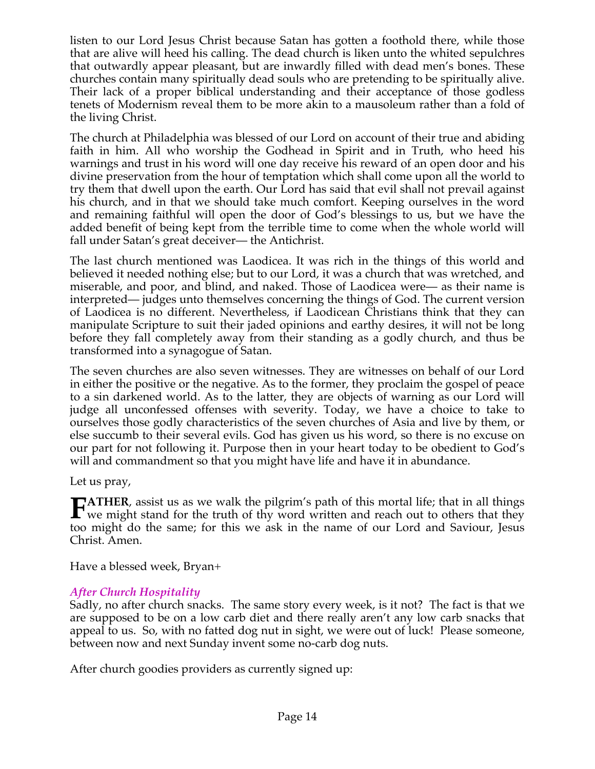listen to our Lord Jesus Christ because Satan has gotten a foothold there, while those that are alive will heed his calling. The dead church is liken unto the whited sepulchres that outwardly appear pleasant, but are inwardly filled with dead men's bones. These churches contain many spiritually dead souls who are pretending to be spiritually alive. Their lack of a proper biblical understanding and their acceptance of those godless tenets of Modernism reveal them to be more akin to a mausoleum rather than a fold of the living Christ.

The church at Philadelphia was blessed of our Lord on account of their true and abiding faith in him. All who worship the Godhead in Spirit and in Truth, who heed his warnings and trust in his word will one day receive his reward of an open door and his divine preservation from the hour of temptation which shall come upon all the world to try them that dwell upon the earth. Our Lord has said that evil shall not prevail against his church, and in that we should take much comfort. Keeping ourselves in the word and remaining faithful will open the door of God's blessings to us, but we have the added benefit of being kept from the terrible time to come when the whole world will fall under Satan's great deceiver— the Antichrist.

The last church mentioned was Laodicea. It was rich in the things of this world and believed it needed nothing else; but to our Lord, it was a church that was wretched, and miserable, and poor, and blind, and naked. Those of Laodicea were— as their name is interpreted— judges unto themselves concerning the things of God. The current version of Laodicea is no different. Nevertheless, if Laodicean Christians think that they can manipulate Scripture to suit their jaded opinions and earthy desires, it will not be long before they fall completely away from their standing as a godly church, and thus be transformed into a synagogue of Satan.

The seven churches are also seven witnesses. They are witnesses on behalf of our Lord in either the positive or the negative. As to the former, they proclaim the gospel of peace to a sin darkened world. As to the latter, they are objects of warning as our Lord will judge all unconfessed offenses with severity. Today, we have a choice to take to ourselves those godly characteristics of the seven churches of Asia and live by them, or else succumb to their several evils. God has given us his word, so there is no excuse on our part for not following it. Purpose then in your heart today to be obedient to God's will and commandment so that you might have life and have it in abundance.

Let us pray,

**FATHER**, assist us as we walk the pilgrim's path of this mortal life; that in all things we might stand for the truth of thy word written and reach out to others that they too might do the same; for this we ask in the name of our Lord and Saviour, Jesus Christ. Amen.

Have a blessed week, Bryan+

### *After Church Hospitality*

Sadly, no after church snacks. The same story every week, is it not? The fact is that we are supposed to be on a low carb diet and there really aren't any low carb snacks that appeal to us. So, with no fatted dog nut in sight, we were out of luck! Please someone, between now and next Sunday invent some no-carb dog nuts.

After church goodies providers as currently signed up: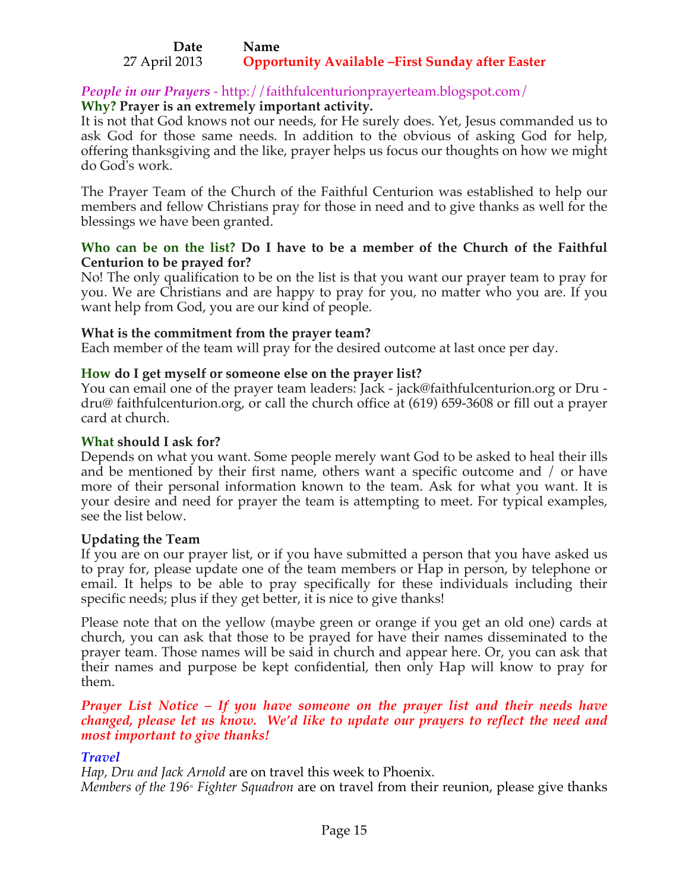| Date | Name |
|---|---|
| 27 April 2013 | **Opportunity Available –First Sunday after Easter** |

***People in our Prayers*** - http://faithfulcenturionprayerteam.blogspot.com/

**Why? Prayer is an extremely important activity.**

It is not that God knows not our needs, for He surely does. Yet, Jesus commanded us to ask God for those same needs. In addition to the obvious of asking God for help, offering thanksgiving and the like, prayer helps us focus our thoughts on how we might do God's work.

The Prayer Team of the Church of the Faithful Centurion was established to help our members and fellow Christians pray for those in need and to give thanks as well for the blessings we have been granted.

**Who can be on the list? Do I have to be a member of the Church of the Faithful Centurion to be prayed for?**

No! The only qualification to be on the list is that you want our prayer team to pray for you. We are Christians and are happy to pray for you, no matter who you are. If you want help from God, you are our kind of people.

**What is the commitment from the prayer team?**

Each member of the team will pray for the desired outcome at last once per day.

**How do I get myself or someone else on the prayer list?**

You can email one of the prayer team leaders: Jack - jack@faithfulcenturion.org or Dru - dru@ faithfulcenturion.org, or call the church office at (619) 659-3608 or fill out a prayer card at church.

**What should I ask for?**

Depends on what you want. Some people merely want God to be asked to heal their ills and be mentioned by their first name, others want a specific outcome and / or have more of their personal information known to the team. Ask for what you want. It is your desire and need for prayer the team is attempting to meet. For typical examples, see the list below.

**Updating the Team**

If you are on our prayer list, or if you have submitted a person that you have asked us to pray for, please update one of the team members or Hap in person, by telephone or email. It helps to be able to pray specifically for these individuals including their specific needs; plus if they get better, it is nice to give thanks!

Please note that on the yellow (maybe green or orange if you get an old one) cards at church, you can ask that those to be prayed for have their names disseminated to the prayer team. Those names will be said in church and appear here. Or, you can ask that their names and purpose be kept confidential, then only Hap will know to pray for them.

***Prayer List Notice – If you have someone on the prayer list and their needs have changed, please let us know. We'd like to update our prayers to reflect the need and most important to give thanks!***

***Travel***

*Hap, Dru and Jack Arnold* are on travel this week to Phoenix.

*Members of the 196th Fighter Squadron* are on travel from their reunion, please give thanks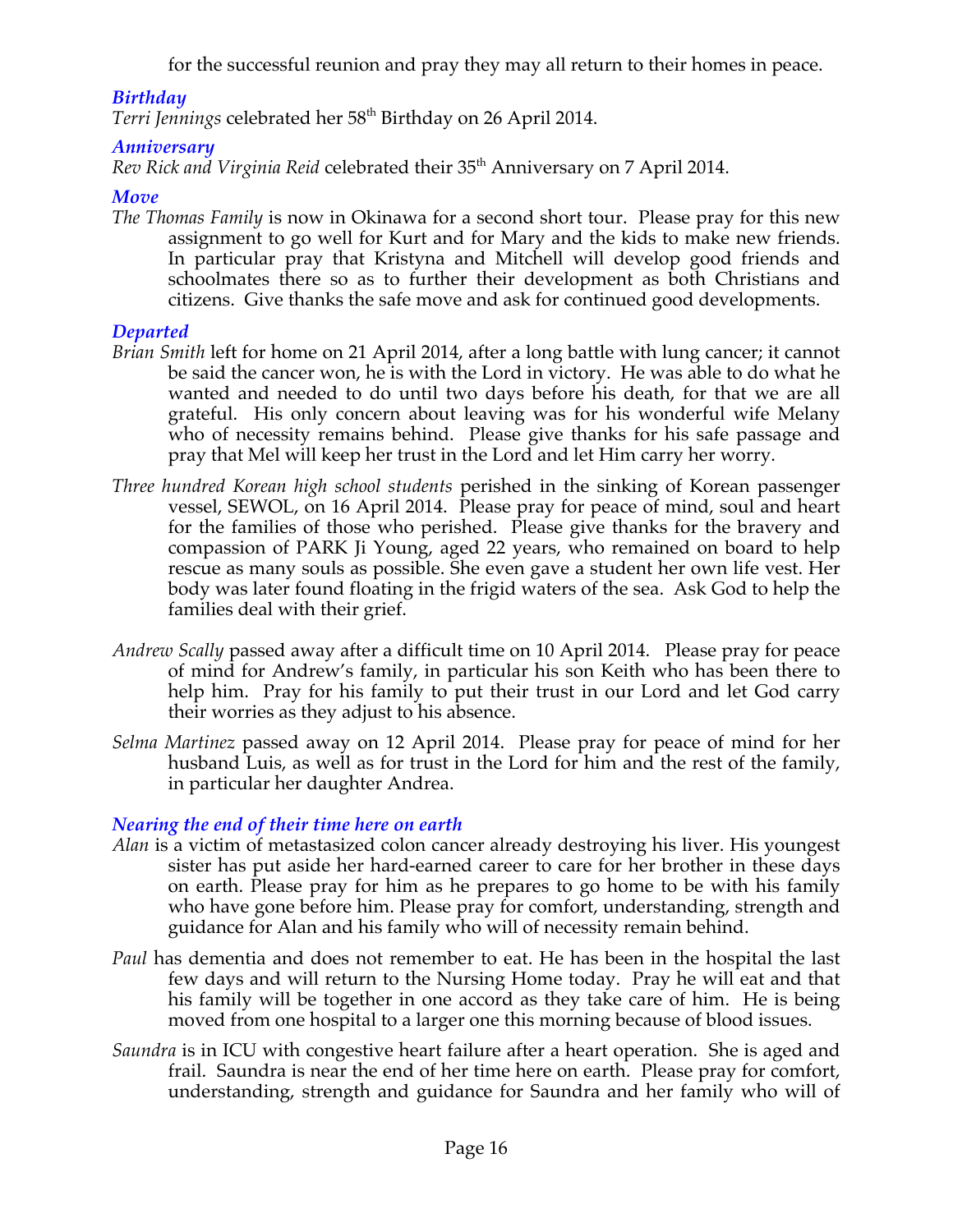for the successful reunion and pray they may all return to their homes in peace.

### *Birthday*

*Terri Jennings* celebrated her 58th Birthday on 26 April 2014.

### *Anniversary*

*Rev Rick and Virginia Reid* celebrated their 35th Anniversary on 7 April 2014.

### *Move*

*The Thomas Family* is now in Okinawa for a second short tour. Please pray for this new assignment to go well for Kurt and for Mary and the kids to make new friends. In particular pray that Kristyna and Mitchell will develop good friends and schoolmates there so as to further their development as both Christians and citizens. Give thanks the safe move and ask for continued good developments.

### *Departed*

*Brian Smith* left for home on 21 April 2014, after a long battle with lung cancer; it cannot be said the cancer won, he is with the Lord in victory. He was able to do what he wanted and needed to do until two days before his death, for that we are all grateful. His only concern about leaving was for his wonderful wife Melany who of necessity remains behind. Please give thanks for his safe passage and pray that Mel will keep her trust in the Lord and let Him carry her worry.

*Three hundred Korean high school students* perished in the sinking of Korean passenger vessel, SEWOL, on 16 April 2014. Please pray for peace of mind, soul and heart for the families of those who perished. Please give thanks for the bravery and compassion of PARK Ji Young, aged 22 years, who remained on board to help rescue as many souls as possible. She even gave a student her own life vest. Her body was later found floating in the frigid waters of the sea. Ask God to help the families deal with their grief.

*Andrew Scally* passed away after a difficult time on 10 April 2014. Please pray for peace of mind for Andrew's family, in particular his son Keith who has been there to help him. Pray for his family to put their trust in our Lord and let God carry their worries as they adjust to his absence.

*Selma Martinez* passed away on 12 April 2014. Please pray for peace of mind for her husband Luis, as well as for trust in the Lord for him and the rest of the family, in particular her daughter Andrea.

### *Nearing the end of their time here on earth*

*Alan* is a victim of metastasized colon cancer already destroying his liver. His youngest sister has put aside her hard-earned career to care for her brother in these days on earth. Please pray for him as he prepares to go home to be with his family who have gone before him. Please pray for comfort, understanding, strength and guidance for Alan and his family who will of necessity remain behind.

*Paul* has dementia and does not remember to eat. He has been in the hospital the last few days and will return to the Nursing Home today. Pray he will eat and that his family will be together in one accord as they take care of him. He is being moved from one hospital to a larger one this morning because of blood issues.

*Saundra* is in ICU with congestive heart failure after a heart operation. She is aged and frail. Saundra is near the end of her time here on earth. Please pray for comfort, understanding, strength and guidance for Saundra and her family who will of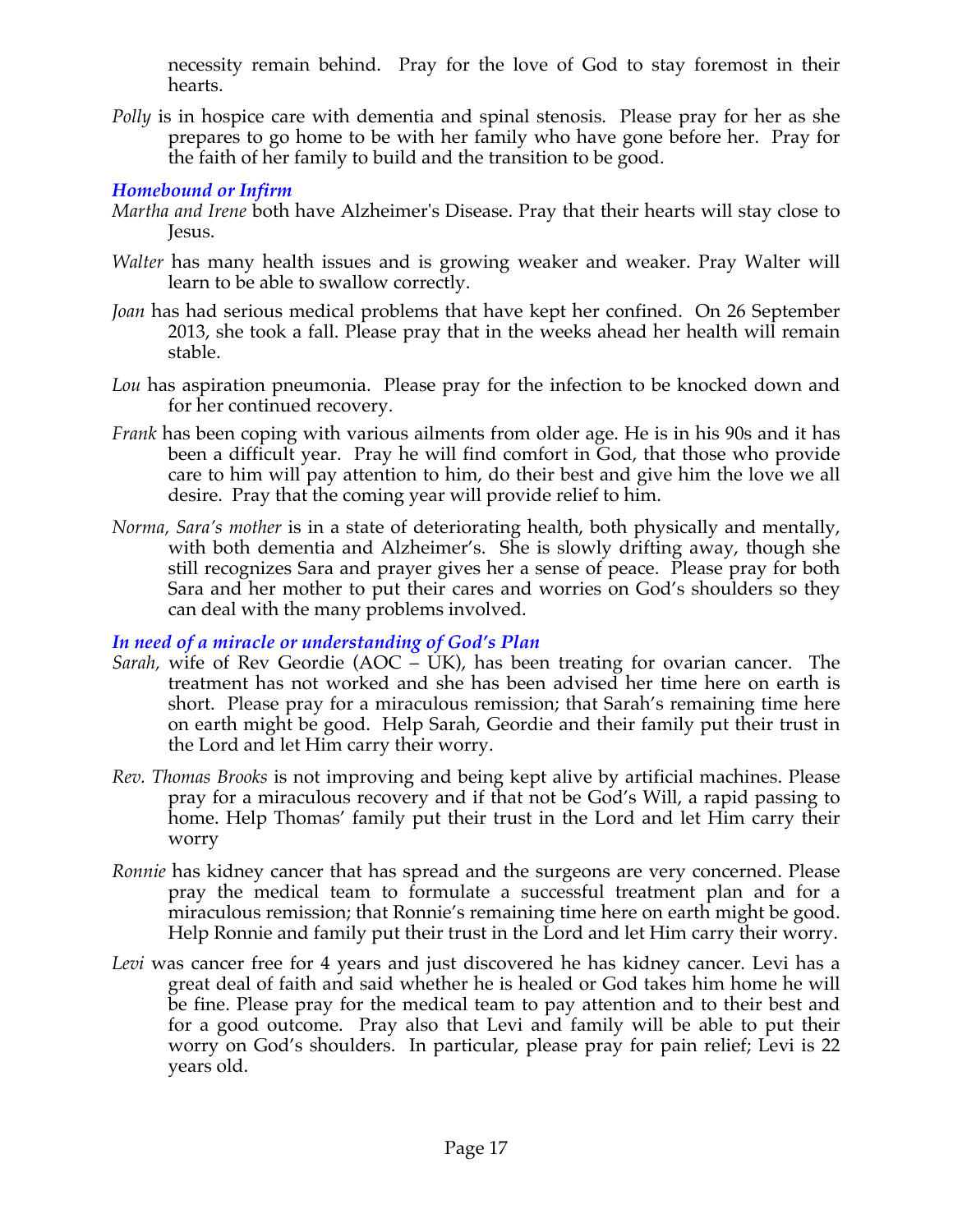necessity remain behind. Pray for the love of God to stay foremost in their hearts.

*Polly* is in hospice care with dementia and spinal stenosis. Please pray for her as she prepares to go home to be with her family who have gone before her. Pray for the faith of her family to build and the transition to be good.

### *Homebound or Infirm*

*Martha and Irene* both have Alzheimer's Disease. Pray that their hearts will stay close to Jesus.

*Walter* has many health issues and is growing weaker and weaker. Pray Walter will learn to be able to swallow correctly.

*Joan* has had serious medical problems that have kept her confined. On 26 September 2013, she took a fall. Please pray that in the weeks ahead her health will remain stable.

*Lou* has aspiration pneumonia. Please pray for the infection to be knocked down and for her continued recovery.

*Frank* has been coping with various ailments from older age. He is in his 90s and it has been a difficult year. Pray he will find comfort in God, that those who provide care to him will pay attention to him, do their best and give him the love we all desire. Pray that the coming year will provide relief to him.

*Norma, Sara's mother* is in a state of deteriorating health, both physically and mentally, with both dementia and Alzheimer's. She is slowly drifting away, though she still recognizes Sara and prayer gives her a sense of peace. Please pray for both Sara and her mother to put their cares and worries on God's shoulders so they can deal with the many problems involved.

### *In need of a miracle or understanding of God's Plan*

*Sarah,* wife of Rev Geordie (AOC – UK), has been treating for ovarian cancer. The treatment has not worked and she has been advised her time here on earth is short. Please pray for a miraculous remission; that Sarah's remaining time here on earth might be good. Help Sarah, Geordie and their family put their trust in the Lord and let Him carry their worry.

*Rev. Thomas Brooks* is not improving and being kept alive by artificial machines. Please pray for a miraculous recovery and if that not be God's Will, a rapid passing to home. Help Thomas' family put their trust in the Lord and let Him carry their worry

*Ronnie* has kidney cancer that has spread and the surgeons are very concerned. Please pray the medical team to formulate a successful treatment plan and for a miraculous remission; that Ronnie's remaining time here on earth might be good. Help Ronnie and family put their trust in the Lord and let Him carry their worry.

*Levi* was cancer free for 4 years and just discovered he has kidney cancer. Levi has a great deal of faith and said whether he is healed or God takes him home he will be fine. Please pray for the medical team to pay attention and to their best and for a good outcome. Pray also that Levi and family will be able to put their worry on God's shoulders. In particular, please pray for pain relief; Levi is 22 years old.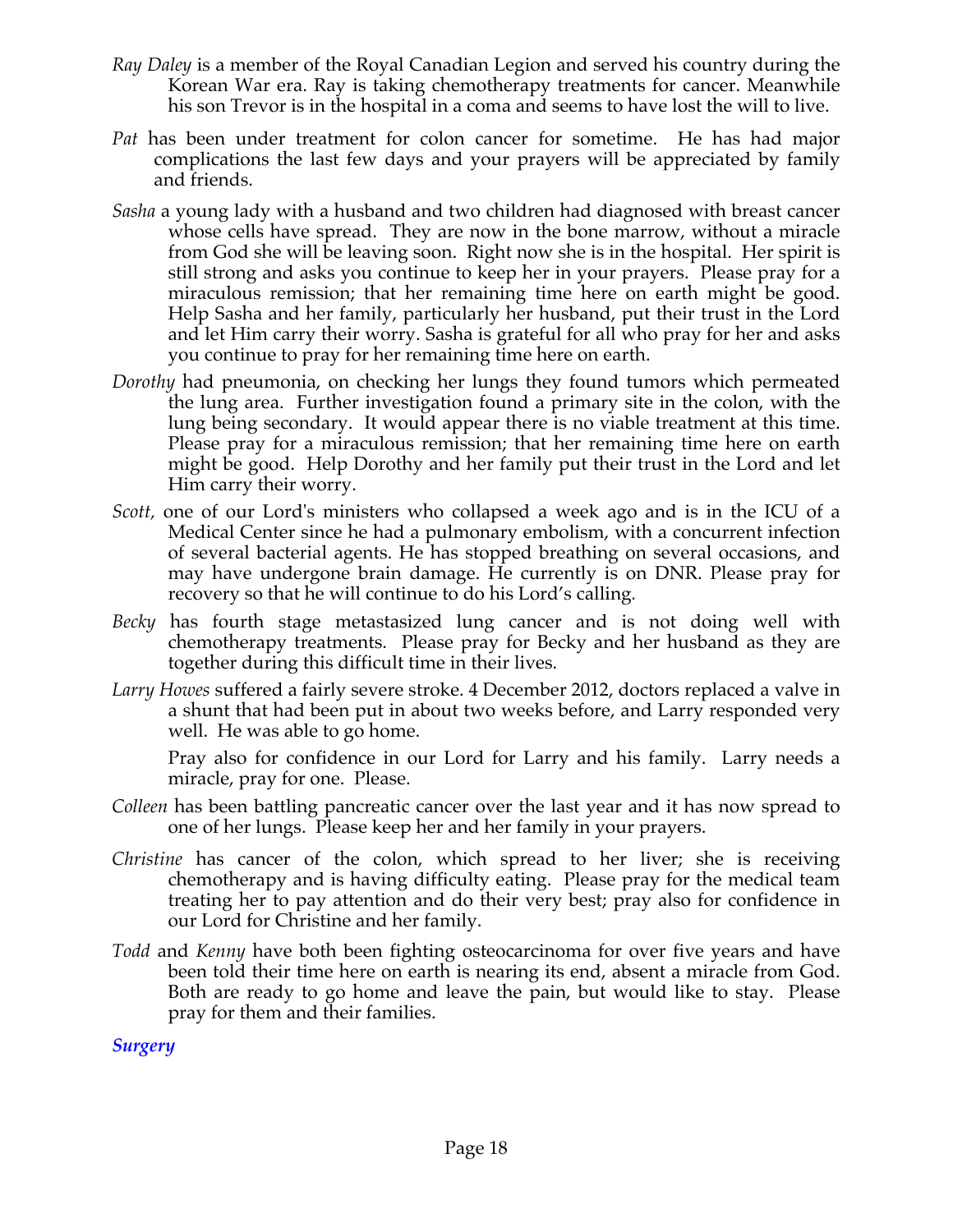*Ray Daley* is a member of the Royal Canadian Legion and served his country during the Korean War era. Ray is taking chemotherapy treatments for cancer. Meanwhile his son Trevor is in the hospital in a coma and seems to have lost the will to live.

*Pat* has been under treatment for colon cancer for sometime. He has had major complications the last few days and your prayers will be appreciated by family and friends.

*Sasha* a young lady with a husband and two children had diagnosed with breast cancer whose cells have spread. They are now in the bone marrow, without a miracle from God she will be leaving soon. Right now she is in the hospital. Her spirit is still strong and asks you continue to keep her in your prayers. Please pray for a miraculous remission; that her remaining time here on earth might be good. Help Sasha and her family, particularly her husband, put their trust in the Lord and let Him carry their worry. Sasha is grateful for all who pray for her and asks you continue to pray for her remaining time here on earth.

*Dorothy* had pneumonia, on checking her lungs they found tumors which permeated the lung area. Further investigation found a primary site in the colon, with the lung being secondary. It would appear there is no viable treatment at this time. Please pray for a miraculous remission; that her remaining time here on earth might be good. Help Dorothy and her family put their trust in the Lord and let Him carry their worry.

*Scott,* one of our Lord's ministers who collapsed a week ago and is in the ICU of a Medical Center since he had a pulmonary embolism, with a concurrent infection of several bacterial agents. He has stopped breathing on several occasions, and may have undergone brain damage. He currently is on DNR. Please pray for recovery so that he will continue to do his Lord's calling.

*Becky* has fourth stage metastasized lung cancer and is not doing well with chemotherapy treatments. Please pray for Becky and her husband as they are together during this difficult time in their lives.

*Larry Howes* suffered a fairly severe stroke. 4 December 2012, doctors replaced a valve in a shunt that had been put in about two weeks before, and Larry responded very well. He was able to go home.

Pray also for confidence in our Lord for Larry and his family. Larry needs a miracle, pray for one. Please.

*Colleen* has been battling pancreatic cancer over the last year and it has now spread to one of her lungs. Please keep her and her family in your prayers.

*Christine* has cancer of the colon, which spread to her liver; she is receiving chemotherapy and is having difficulty eating. Please pray for the medical team treating her to pay attention and do their very best; pray also for confidence in our Lord for Christine and her family.

*Todd* and *Kenny* have both been fighting osteocarcinoma for over five years and have been told their time here on earth is nearing its end, absent a miracle from God. Both are ready to go home and leave the pain, but would like to stay. Please pray for them and their families.

### ***Surgery***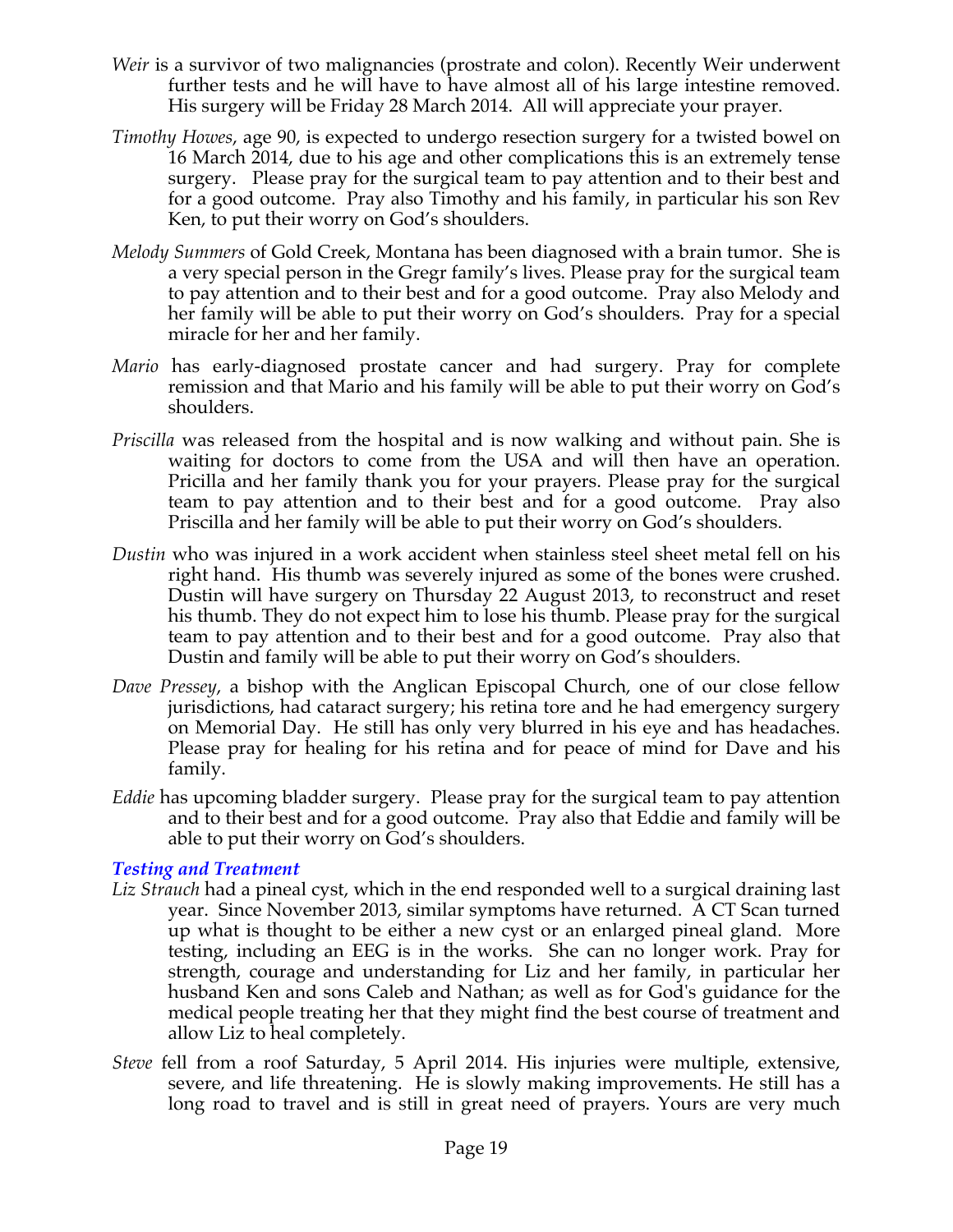*Weir* is a survivor of two malignancies (prostrate and colon). Recently Weir underwent further tests and he will have to have almost all of his large intestine removed. His surgery will be Friday 28 March 2014. All will appreciate your prayer.

*Timothy Howes*, age 90, is expected to undergo resection surgery for a twisted bowel on 16 March 2014, due to his age and other complications this is an extremely tense surgery. Please pray for the surgical team to pay attention and to their best and for a good outcome. Pray also Timothy and his family, in particular his son Rev Ken, to put their worry on God's shoulders.

*Melody Summers* of Gold Creek, Montana has been diagnosed with a brain tumor. She is a very special person in the Gregr family's lives. Please pray for the surgical team to pay attention and to their best and for a good outcome. Pray also Melody and her family will be able to put their worry on God's shoulders. Pray for a special miracle for her and her family.

*Mario* has early-diagnosed prostate cancer and had surgery. Pray for complete remission and that Mario and his family will be able to put their worry on God's shoulders.

*Priscilla* was released from the hospital and is now walking and without pain. She is waiting for doctors to come from the USA and will then have an operation. Pricilla and her family thank you for your prayers. Please pray for the surgical team to pay attention and to their best and for a good outcome. Pray also Priscilla and her family will be able to put their worry on God's shoulders.

*Dustin* who was injured in a work accident when stainless steel sheet metal fell on his right hand. His thumb was severely injured as some of the bones were crushed. Dustin will have surgery on Thursday 22 August 2013, to reconstruct and reset his thumb. They do not expect him to lose his thumb. Please pray for the surgical team to pay attention and to their best and for a good outcome. Pray also that Dustin and family will be able to put their worry on God's shoulders.

*Dave Pressey*, a bishop with the Anglican Episcopal Church, one of our close fellow jurisdictions, had cataract surgery; his retina tore and he had emergency surgery on Memorial Day. He still has only very blurred in his eye and has headaches. Please pray for healing for his retina and for peace of mind for Dave and his family.

*Eddie* has upcoming bladder surgery. Please pray for the surgical team to pay attention and to their best and for a good outcome. Pray also that Eddie and family will be able to put their worry on God's shoulders.

### *Testing and Treatment*

*Liz Strauch* had a pineal cyst, which in the end responded well to a surgical draining last year. Since November 2013, similar symptoms have returned. A CT Scan turned up what is thought to be either a new cyst or an enlarged pineal gland. More testing, including an EEG is in the works. She can no longer work. Pray for strength, courage and understanding for Liz and her family, in particular her husband Ken and sons Caleb and Nathan; as well as for God's guidance for the medical people treating her that they might find the best course of treatment and allow Liz to heal completely.

*Steve* fell from a roof Saturday, 5 April 2014. His injuries were multiple, extensive, severe, and life threatening. He is slowly making improvements. He still has a long road to travel and is still in great need of prayers. Yours are very much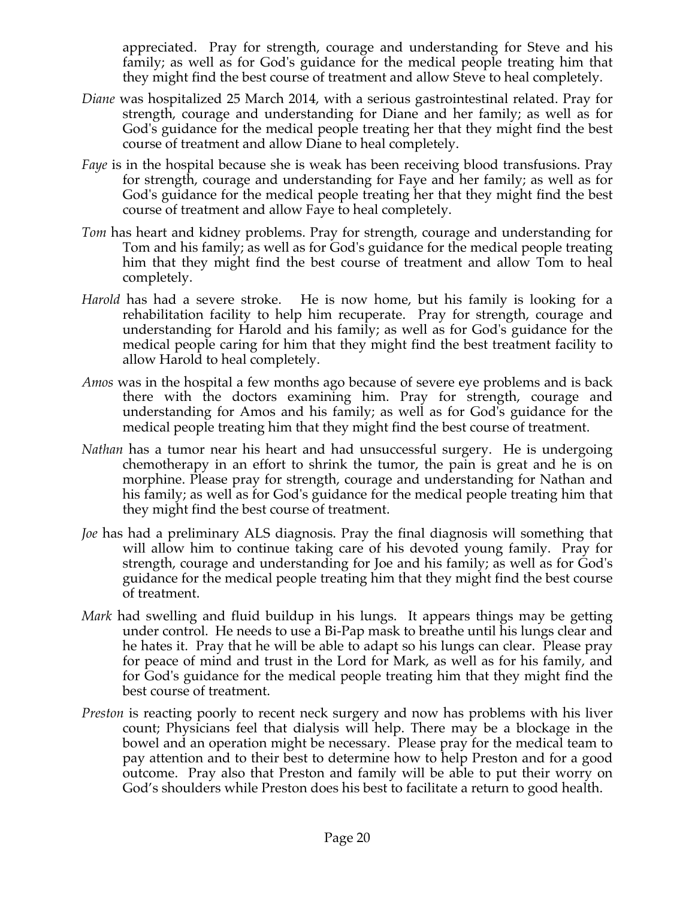appreciated. Pray for strength, courage and understanding for Steve and his family; as well as for God's guidance for the medical people treating him that they might find the best course of treatment and allow Steve to heal completely.

*Diane* was hospitalized 25 March 2014, with a serious gastrointestinal related. Pray for strength, courage and understanding for Diane and her family; as well as for God's guidance for the medical people treating her that they might find the best course of treatment and allow Diane to heal completely.

*Faye* is in the hospital because she is weak has been receiving blood transfusions. Pray for strength, courage and understanding for Faye and her family; as well as for God's guidance for the medical people treating her that they might find the best course of treatment and allow Faye to heal completely.

*Tom* has heart and kidney problems. Pray for strength, courage and understanding for Tom and his family; as well as for God's guidance for the medical people treating him that they might find the best course of treatment and allow Tom to heal completely.

*Harold* has had a severe stroke. He is now home, but his family is looking for a rehabilitation facility to help him recuperate. Pray for strength, courage and understanding for Harold and his family; as well as for God's guidance for the medical people caring for him that they might find the best treatment facility to allow Harold to heal completely.

*Amos* was in the hospital a few months ago because of severe eye problems and is back there with the doctors examining him. Pray for strength, courage and understanding for Amos and his family; as well as for God's guidance for the medical people treating him that they might find the best course of treatment.

*Nathan* has a tumor near his heart and had unsuccessful surgery. He is undergoing chemotherapy in an effort to shrink the tumor, the pain is great and he is on morphine. Please pray for strength, courage and understanding for Nathan and his family; as well as for God's guidance for the medical people treating him that they might find the best course of treatment.

*Joe* has had a preliminary ALS diagnosis. Pray the final diagnosis will something that will allow him to continue taking care of his devoted young family. Pray for strength, courage and understanding for Joe and his family; as well as for God's guidance for the medical people treating him that they might find the best course of treatment.

*Mark* had swelling and fluid buildup in his lungs. It appears things may be getting under control. He needs to use a Bi-Pap mask to breathe until his lungs clear and he hates it. Pray that he will be able to adapt so his lungs can clear. Please pray for peace of mind and trust in the Lord for Mark, as well as for his family, and for God's guidance for the medical people treating him that they might find the best course of treatment.

*Preston* is reacting poorly to recent neck surgery and now has problems with his liver count; Physicians feel that dialysis will help. There may be a blockage in the bowel and an operation might be necessary. Please pray for the medical team to pay attention and to their best to determine how to help Preston and for a good outcome. Pray also that Preston and family will be able to put their worry on God's shoulders while Preston does his best to facilitate a return to good health.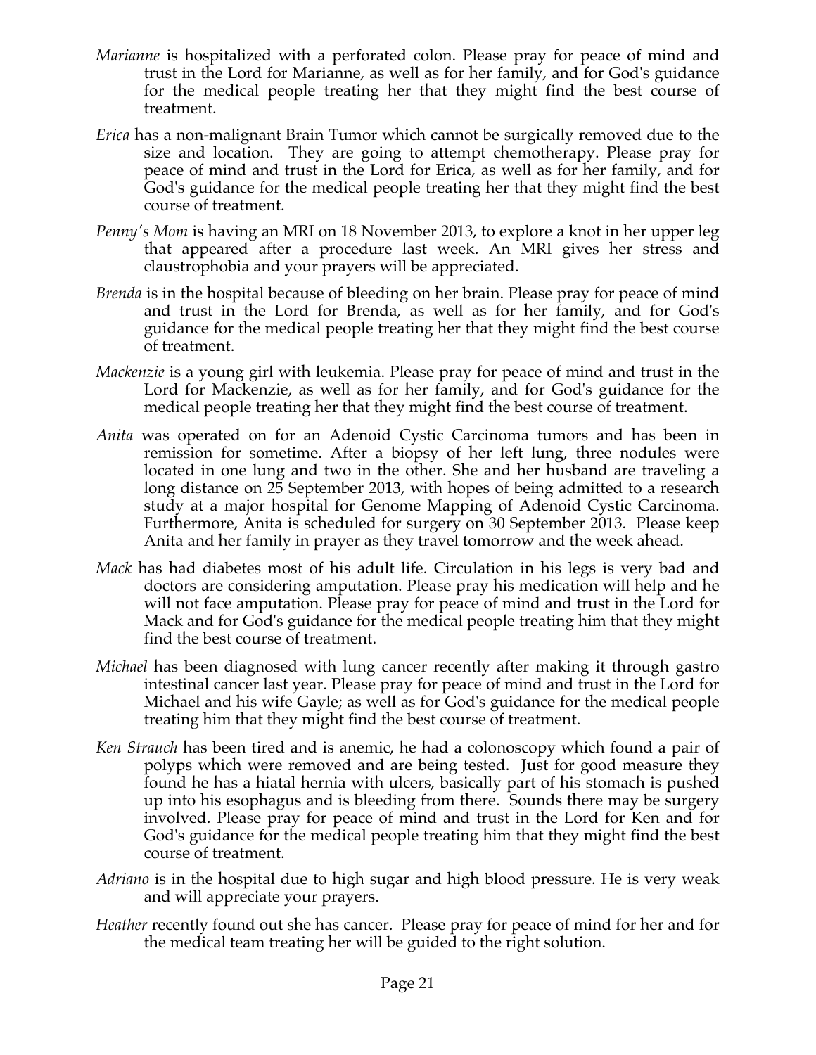*Marianne* is hospitalized with a perforated colon. Please pray for peace of mind and trust in the Lord for Marianne, as well as for her family, and for God's guidance for the medical people treating her that they might find the best course of treatment.

*Erica* has a non-malignant Brain Tumor which cannot be surgically removed due to the size and location. They are going to attempt chemotherapy. Please pray for peace of mind and trust in the Lord for Erica, as well as for her family, and for God's guidance for the medical people treating her that they might find the best course of treatment.

*Penny's Mom* is having an MRI on 18 November 2013, to explore a knot in her upper leg that appeared after a procedure last week. An MRI gives her stress and claustrophobia and your prayers will be appreciated.

*Brenda* is in the hospital because of bleeding on her brain. Please pray for peace of mind and trust in the Lord for Brenda, as well as for her family, and for God's guidance for the medical people treating her that they might find the best course of treatment.

*Mackenzie* is a young girl with leukemia. Please pray for peace of mind and trust in the Lord for Mackenzie, as well as for her family, and for God's guidance for the medical people treating her that they might find the best course of treatment.

*Anita* was operated on for an Adenoid Cystic Carcinoma tumors and has been in remission for sometime. After a biopsy of her left lung, three nodules were located in one lung and two in the other. She and her husband are traveling a long distance on 25 September 2013, with hopes of being admitted to a research study at a major hospital for Genome Mapping of Adenoid Cystic Carcinoma. Furthermore, Anita is scheduled for surgery on 30 September 2013. Please keep Anita and her family in prayer as they travel tomorrow and the week ahead.

*Mack* has had diabetes most of his adult life. Circulation in his legs is very bad and doctors are considering amputation. Please pray his medication will help and he will not face amputation. Please pray for peace of mind and trust in the Lord for Mack and for God's guidance for the medical people treating him that they might find the best course of treatment.

*Michael* has been diagnosed with lung cancer recently after making it through gastro intestinal cancer last year. Please pray for peace of mind and trust in the Lord for Michael and his wife Gayle; as well as for God's guidance for the medical people treating him that they might find the best course of treatment.

*Ken Strauch* has been tired and is anemic, he had a colonoscopy which found a pair of polyps which were removed and are being tested. Just for good measure they found he has a hiatal hernia with ulcers, basically part of his stomach is pushed up into his esophagus and is bleeding from there. Sounds there may be surgery involved. Please pray for peace of mind and trust in the Lord for Ken and for God's guidance for the medical people treating him that they might find the best course of treatment.

*Adriano* is in the hospital due to high sugar and high blood pressure. He is very weak and will appreciate your prayers.

*Heather* recently found out she has cancer. Please pray for peace of mind for her and for the medical team treating her will be guided to the right solution.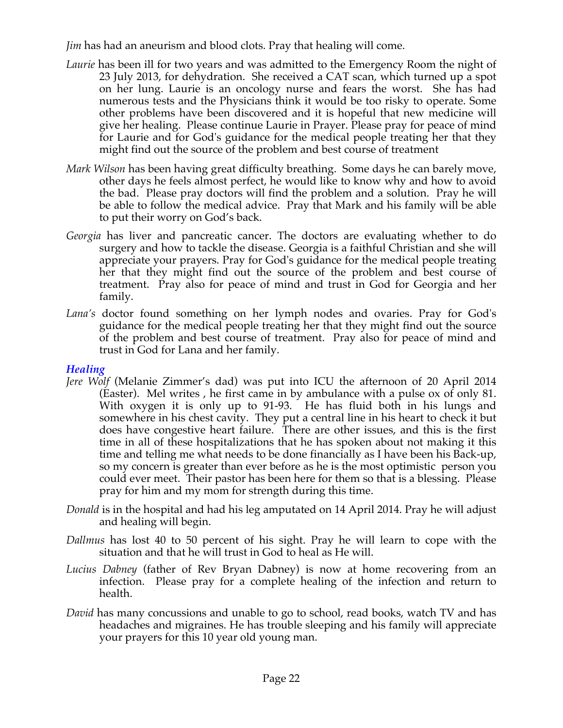*Jim* has had an aneurism and blood clots. Pray that healing will come.

*Laurie* has been ill for two years and was admitted to the Emergency Room the night of 23 July 2013, for dehydration. She received a CAT scan, which turned up a spot on her lung. Laurie is an oncology nurse and fears the worst. She has had numerous tests and the Physicians think it would be too risky to operate. Some other problems have been discovered and it is hopeful that new medicine will give her healing. Please continue Laurie in Prayer. Please pray for peace of mind for Laurie and for God's guidance for the medical people treating her that they might find out the source of the problem and best course of treatment

*Mark Wilson* has been having great difficulty breathing. Some days he can barely move, other days he feels almost perfect, he would like to know why and how to avoid the bad. Please pray doctors will find the problem and a solution. Pray he will be able to follow the medical advice. Pray that Mark and his family will be able to put their worry on God's back.

*Georgia* has liver and pancreatic cancer. The doctors are evaluating whether to do surgery and how to tackle the disease. Georgia is a faithful Christian and she will appreciate your prayers. Pray for God's guidance for the medical people treating her that they might find out the source of the problem and best course of treatment. Pray also for peace of mind and trust in God for Georgia and her family.

*Lana's* doctor found something on her lymph nodes and ovaries. Pray for God's guidance for the medical people treating her that they might find out the source of the problem and best course of treatment. Pray also for peace of mind and trust in God for Lana and her family.

### *Healing*

*Jere Wolf* (Melanie Zimmer's dad) was put into ICU the afternoon of 20 April 2014 (Easter). Mel writes , he first came in by ambulance with a pulse ox of only 81. With oxygen it is only up to 91-93. He has fluid both in his lungs and somewhere in his chest cavity. They put a central line in his heart to check it but does have congestive heart failure. There are other issues, and this is the first time in all of these hospitalizations that he has spoken about not making it this time and telling me what needs to be done financially as I have been his Back-up, so my concern is greater than ever before as he is the most optimistic person you could ever meet. Their pastor has been here for them so that is a blessing. Please pray for him and my mom for strength during this time.

*Donald* is in the hospital and had his leg amputated on 14 April 2014. Pray he will adjust and healing will begin.

*Dallmus* has lost 40 to 50 percent of his sight. Pray he will learn to cope with the situation and that he will trust in God to heal as He will.

*Lucius Dabney* (father of Rev Bryan Dabney) is now at home recovering from an infection. Please pray for a complete healing of the infection and return to health.

*David* has many concussions and unable to go to school, read books, watch TV and has headaches and migraines. He has trouble sleeping and his family will appreciate your prayers for this 10 year old young man.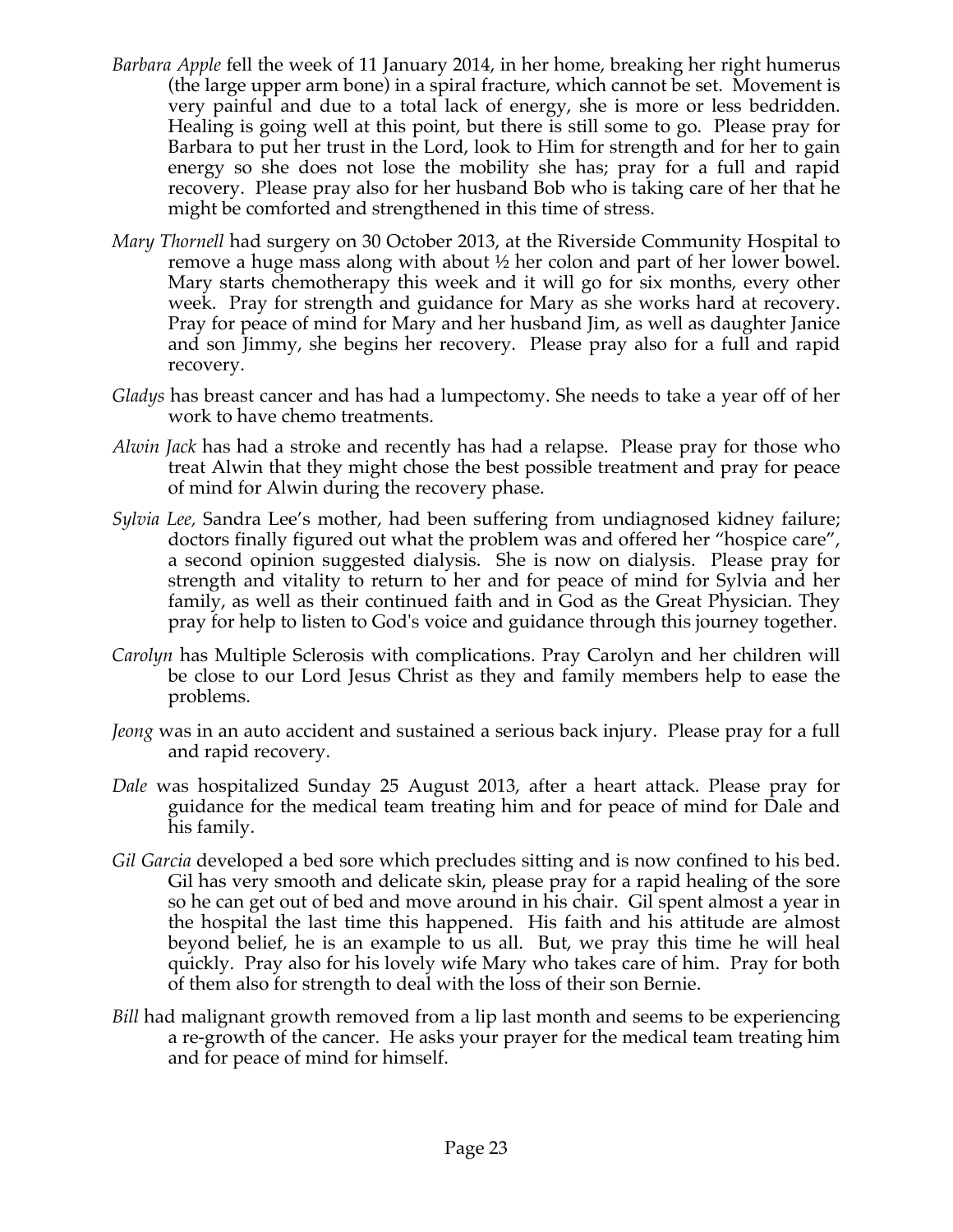*Barbara Apple* fell the week of 11 January 2014, in her home, breaking her right humerus (the large upper arm bone) in a spiral fracture, which cannot be set. Movement is very painful and due to a total lack of energy, she is more or less bedridden. Healing is going well at this point, but there is still some to go. Please pray for Barbara to put her trust in the Lord, look to Him for strength and for her to gain energy so she does not lose the mobility she has; pray for a full and rapid recovery. Please pray also for her husband Bob who is taking care of her that he might be comforted and strengthened in this time of stress.

*Mary Thornell* had surgery on 30 October 2013, at the Riverside Community Hospital to remove a huge mass along with about ½ her colon and part of her lower bowel. Mary starts chemotherapy this week and it will go for six months, every other week. Pray for strength and guidance for Mary as she works hard at recovery. Pray for peace of mind for Mary and her husband Jim, as well as daughter Janice and son Jimmy, she begins her recovery. Please pray also for a full and rapid recovery.

*Gladys* has breast cancer and has had a lumpectomy. She needs to take a year off of her work to have chemo treatments.

*Alwin Jack* has had a stroke and recently has had a relapse. Please pray for those who treat Alwin that they might chose the best possible treatment and pray for peace of mind for Alwin during the recovery phase.

*Sylvia Lee,* Sandra Lee's mother, had been suffering from undiagnosed kidney failure; doctors finally figured out what the problem was and offered her "hospice care", a second opinion suggested dialysis. She is now on dialysis. Please pray for strength and vitality to return to her and for peace of mind for Sylvia and her family, as well as their continued faith and in God as the Great Physician. They pray for help to listen to God's voice and guidance through this journey together.

*Carolyn* has Multiple Sclerosis with complications. Pray Carolyn and her children will be close to our Lord Jesus Christ as they and family members help to ease the problems.

*Jeong* was in an auto accident and sustained a serious back injury. Please pray for a full and rapid recovery.

*Dale* was hospitalized Sunday 25 August 2013, after a heart attack. Please pray for guidance for the medical team treating him and for peace of mind for Dale and his family.

*Gil Garcia* developed a bed sore which precludes sitting and is now confined to his bed. Gil has very smooth and delicate skin, please pray for a rapid healing of the sore so he can get out of bed and move around in his chair. Gil spent almost a year in the hospital the last time this happened. His faith and his attitude are almost beyond belief, he is an example to us all. But, we pray this time he will heal quickly. Pray also for his lovely wife Mary who takes care of him. Pray for both of them also for strength to deal with the loss of their son Bernie.

*Bill* had malignant growth removed from a lip last month and seems to be experiencing a re-growth of the cancer. He asks your prayer for the medical team treating him and for peace of mind for himself.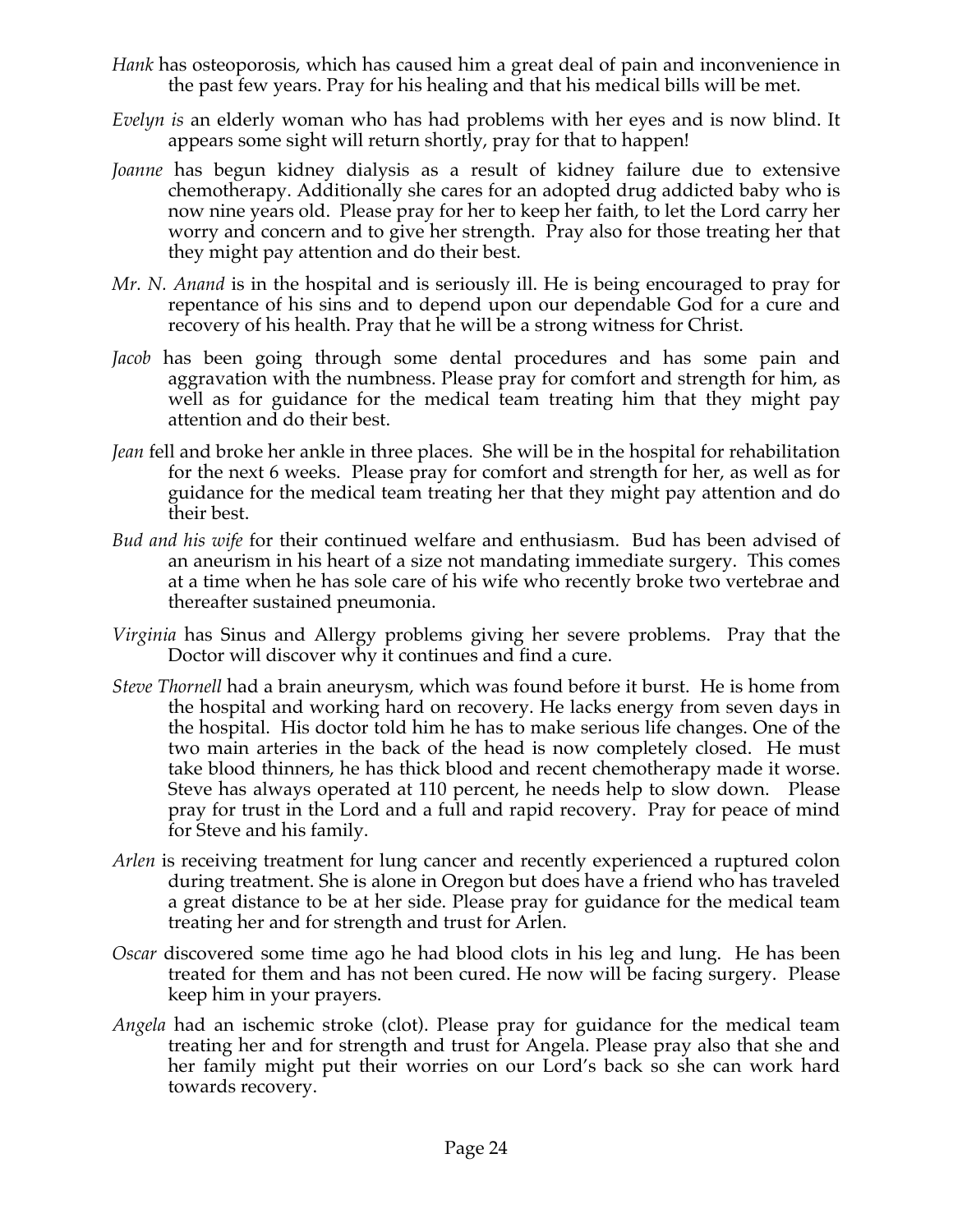*Hank* has osteoporosis, which has caused him a great deal of pain and inconvenience in the past few years. Pray for his healing and that his medical bills will be met.

*Evelyn is* an elderly woman who has had problems with her eyes and is now blind. It appears some sight will return shortly, pray for that to happen!

*Joanne* has begun kidney dialysis as a result of kidney failure due to extensive chemotherapy. Additionally she cares for an adopted drug addicted baby who is now nine years old. Please pray for her to keep her faith, to let the Lord carry her worry and concern and to give her strength. Pray also for those treating her that they might pay attention and do their best.

*Mr. N. Anand* is in the hospital and is seriously ill. He is being encouraged to pray for repentance of his sins and to depend upon our dependable God for a cure and recovery of his health. Pray that he will be a strong witness for Christ.

*Jacob* has been going through some dental procedures and has some pain and aggravation with the numbness. Please pray for comfort and strength for him, as well as for guidance for the medical team treating him that they might pay attention and do their best.

*Jean* fell and broke her ankle in three places. She will be in the hospital for rehabilitation for the next 6 weeks. Please pray for comfort and strength for her, as well as for guidance for the medical team treating her that they might pay attention and do their best.

*Bud and his wife* for their continued welfare and enthusiasm. Bud has been advised of an aneurism in his heart of a size not mandating immediate surgery. This comes at a time when he has sole care of his wife who recently broke two vertebrae and thereafter sustained pneumonia.

*Virginia* has Sinus and Allergy problems giving her severe problems. Pray that the Doctor will discover why it continues and find a cure.

*Steve Thornell* had a brain aneurysm, which was found before it burst. He is home from the hospital and working hard on recovery. He lacks energy from seven days in the hospital. His doctor told him he has to make serious life changes. One of the two main arteries in the back of the head is now completely closed. He must take blood thinners, he has thick blood and recent chemotherapy made it worse. Steve has always operated at 110 percent, he needs help to slow down. Please pray for trust in the Lord and a full and rapid recovery. Pray for peace of mind for Steve and his family.

*Arlen* is receiving treatment for lung cancer and recently experienced a ruptured colon during treatment. She is alone in Oregon but does have a friend who has traveled a great distance to be at her side. Please pray for guidance for the medical team treating her and for strength and trust for Arlen.

*Oscar* discovered some time ago he had blood clots in his leg and lung. He has been treated for them and has not been cured. He now will be facing surgery. Please keep him in your prayers.

*Angela* had an ischemic stroke (clot). Please pray for guidance for the medical team treating her and for strength and trust for Angela. Please pray also that she and her family might put their worries on our Lord's back so she can work hard towards recovery.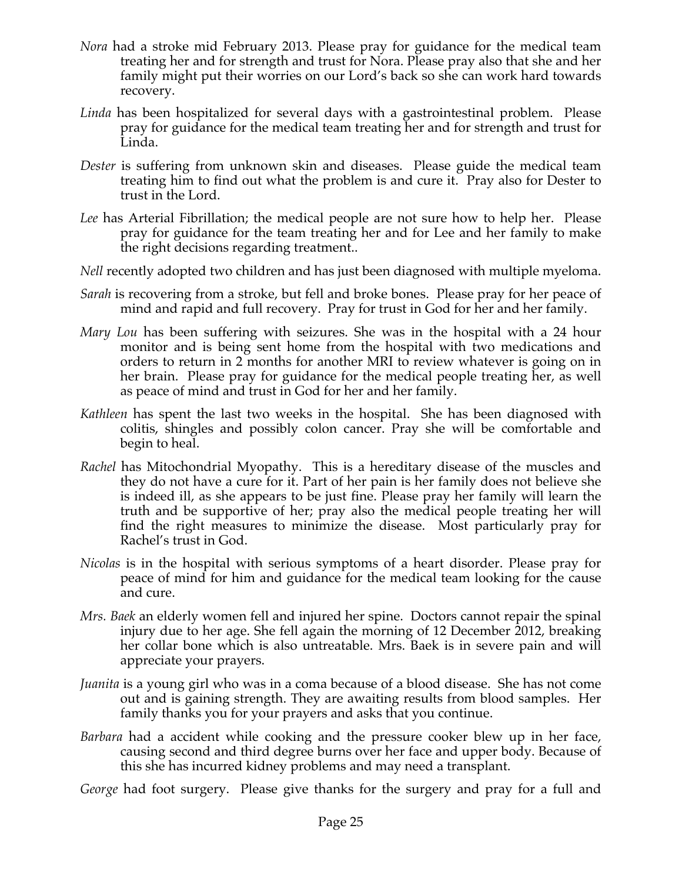*Nora* had a stroke mid February 2013. Please pray for guidance for the medical team treating her and for strength and trust for Nora. Please pray also that she and her family might put their worries on our Lord's back so she can work hard towards recovery.

*Linda* has been hospitalized for several days with a gastrointestinal problem. Please pray for guidance for the medical team treating her and for strength and trust for Linda.

*Dester* is suffering from unknown skin and diseases. Please guide the medical team treating him to find out what the problem is and cure it. Pray also for Dester to trust in the Lord.

*Lee* has Arterial Fibrillation; the medical people are not sure how to help her. Please pray for guidance for the team treating her and for Lee and her family to make the right decisions regarding treatment..

*Nell* recently adopted two children and has just been diagnosed with multiple myeloma.

*Sarah* is recovering from a stroke, but fell and broke bones. Please pray for her peace of mind and rapid and full recovery. Pray for trust in God for her and her family.

*Mary Lou* has been suffering with seizures. She was in the hospital with a 24 hour monitor and is being sent home from the hospital with two medications and orders to return in 2 months for another MRI to review whatever is going on in her brain. Please pray for guidance for the medical people treating her, as well as peace of mind and trust in God for her and her family.

*Kathleen* has spent the last two weeks in the hospital. She has been diagnosed with colitis, shingles and possibly colon cancer. Pray she will be comfortable and begin to heal.

*Rachel* has Mitochondrial Myopathy. This is a hereditary disease of the muscles and they do not have a cure for it. Part of her pain is her family does not believe she is indeed ill, as she appears to be just fine. Please pray her family will learn the truth and be supportive of her; pray also the medical people treating her will find the right measures to minimize the disease. Most particularly pray for Rachel's trust in God.

*Nicolas* is in the hospital with serious symptoms of a heart disorder. Please pray for peace of mind for him and guidance for the medical team looking for the cause and cure.

*Mrs. Baek* an elderly women fell and injured her spine. Doctors cannot repair the spinal injury due to her age. She fell again the morning of 12 December 2012, breaking her collar bone which is also untreatable. Mrs. Baek is in severe pain and will appreciate your prayers.

*Juanita* is a young girl who was in a coma because of a blood disease. She has not come out and is gaining strength. They are awaiting results from blood samples. Her family thanks you for your prayers and asks that you continue.

*Barbara* had a accident while cooking and the pressure cooker blew up in her face, causing second and third degree burns over her face and upper body. Because of this she has incurred kidney problems and may need a transplant.

*George* had foot surgery. Please give thanks for the surgery and pray for a full and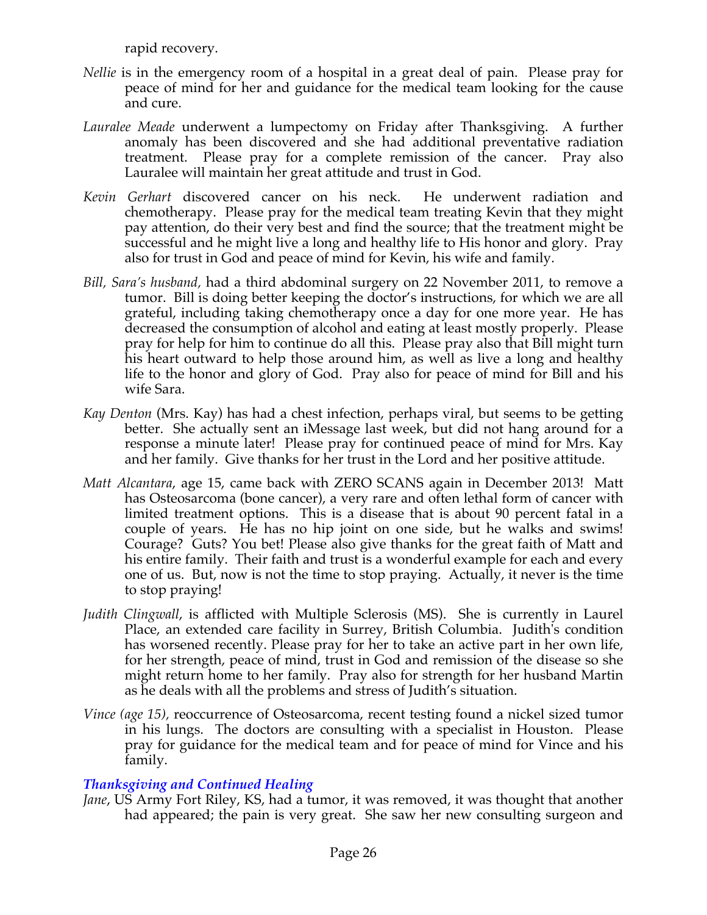rapid recovery.

*Nellie* is in the emergency room of a hospital in a great deal of pain. Please pray for peace of mind for her and guidance for the medical team looking for the cause and cure.

*Lauralee Meade* underwent a lumpectomy on Friday after Thanksgiving. A further anomaly has been discovered and she had additional preventative radiation treatment. Please pray for a complete remission of the cancer. Pray also Lauralee will maintain her great attitude and trust in God.

*Kevin Gerhart* discovered cancer on his neck. He underwent radiation and chemotherapy. Please pray for the medical team treating Kevin that they might pay attention, do their very best and find the source; that the treatment might be successful and he might live a long and healthy life to His honor and glory. Pray also for trust in God and peace of mind for Kevin, his wife and family.

*Bill, Sara's husband,* had a third abdominal surgery on 22 November 2011, to remove a tumor. Bill is doing better keeping the doctor's instructions, for which we are all grateful, including taking chemotherapy once a day for one more year. He has decreased the consumption of alcohol and eating at least mostly properly. Please pray for help for him to continue do all this. Please pray also that Bill might turn his heart outward to help those around him, as well as live a long and healthy life to the honor and glory of God. Pray also for peace of mind for Bill and his wife Sara.

*Kay Denton* (Mrs. Kay) has had a chest infection, perhaps viral, but seems to be getting better. She actually sent an iMessage last week, but did not hang around for a response a minute later! Please pray for continued peace of mind for Mrs. Kay and her family. Give thanks for her trust in the Lord and her positive attitude.

*Matt Alcantara*, age 15, came back with ZERO SCANS again in December 2013! Matt has Osteosarcoma (bone cancer), a very rare and often lethal form of cancer with limited treatment options. This is a disease that is about 90 percent fatal in a couple of years. He has no hip joint on one side, but he walks and swims! Courage? Guts? You bet! Please also give thanks for the great faith of Matt and his entire family. Their faith and trust is a wonderful example for each and every one of us. But, now is not the time to stop praying. Actually, it never is the time to stop praying!

*Judith Clingwall*, is afflicted with Multiple Sclerosis (MS). She is currently in Laurel Place, an extended care facility in Surrey, British Columbia. Judith's condition has worsened recently. Please pray for her to take an active part in her own life, for her strength, peace of mind, trust in God and remission of the disease so she might return home to her family. Pray also for strength for her husband Martin as he deals with all the problems and stress of Judith's situation.

*Vince (age 15),* reoccurrence of Osteosarcoma, recent testing found a nickel sized tumor in his lungs. The doctors are consulting with a specialist in Houston. Please pray for guidance for the medical team and for peace of mind for Vince and his family.

### *Thanksgiving and Continued Healing*

*Jane*, US Army Fort Riley, KS, had a tumor, it was removed, it was thought that another had appeared; the pain is very great. She saw her new consulting surgeon and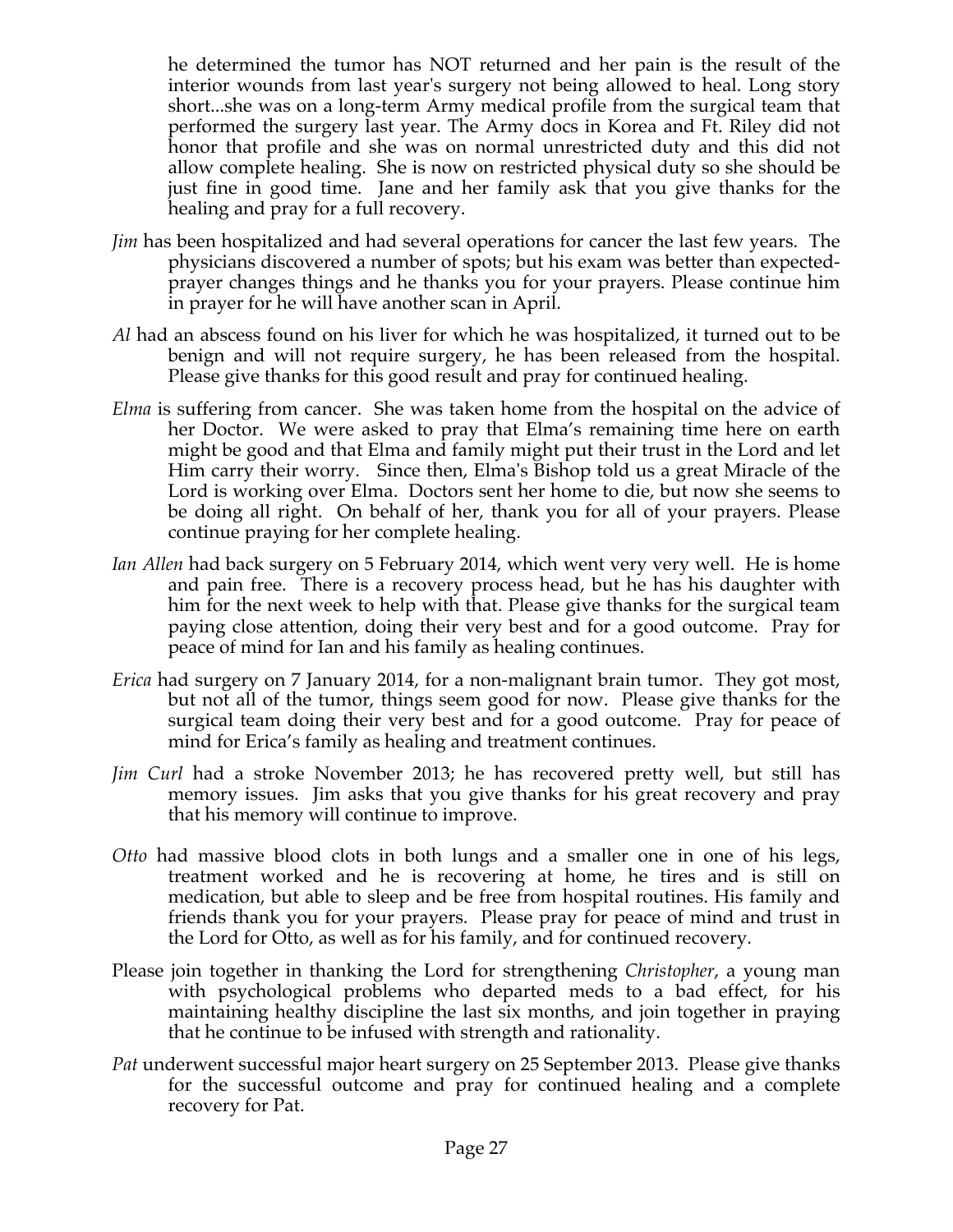he determined the tumor has NOT returned and her pain is the result of the interior wounds from last year's surgery not being allowed to heal. Long story short...she was on a long-term Army medical profile from the surgical team that performed the surgery last year. The Army docs in Korea and Ft. Riley did not honor that profile and she was on normal unrestricted duty and this did not allow complete healing. She is now on restricted physical duty so she should be just fine in good time. Jane and her family ask that you give thanks for the healing and pray for a full recovery.

*Jim* has been hospitalized and had several operations for cancer the last few years. The physicians discovered a number of spots; but his exam was better than expected- prayer changes things and he thanks you for your prayers. Please continue him in prayer for he will have another scan in April.

*Al* had an abscess found on his liver for which he was hospitalized, it turned out to be benign and will not require surgery, he has been released from the hospital. Please give thanks for this good result and pray for continued healing.

*Elma* is suffering from cancer. She was taken home from the hospital on the advice of her Doctor. We were asked to pray that Elma's remaining time here on earth might be good and that Elma and family might put their trust in the Lord and let Him carry their worry. Since then, Elma's Bishop told us a great Miracle of the Lord is working over Elma. Doctors sent her home to die, but now she seems to be doing all right. On behalf of her, thank you for all of your prayers. Please continue praying for her complete healing.

*Ian Allen* had back surgery on 5 February 2014, which went very very well. He is home and pain free. There is a recovery process head, but he has his daughter with him for the next week to help with that. Please give thanks for the surgical team paying close attention, doing their very best and for a good outcome. Pray for peace of mind for Ian and his family as healing continues.

*Erica* had surgery on 7 January 2014, for a non-malignant brain tumor. They got most, but not all of the tumor, things seem good for now. Please give thanks for the surgical team doing their very best and for a good outcome. Pray for peace of mind for Erica's family as healing and treatment continues.

*Jim Curl* had a stroke November 2013; he has recovered pretty well, but still has memory issues. Jim asks that you give thanks for his great recovery and pray that his memory will continue to improve.

*Otto* had massive blood clots in both lungs and a smaller one in one of his legs, treatment worked and he is recovering at home, he tires and is still on medication, but able to sleep and be free from hospital routines. His family and friends thank you for your prayers. Please pray for peace of mind and trust in the Lord for Otto, as well as for his family, and for continued recovery.

Please join together in thanking the Lord for strengthening *Christopher*, a young man with psychological problems who departed meds to a bad effect, for his maintaining healthy discipline the last six months, and join together in praying that he continue to be infused with strength and rationality.

*Pat* underwent successful major heart surgery on 25 September 2013. Please give thanks for the successful outcome and pray for continued healing and a complete recovery for Pat.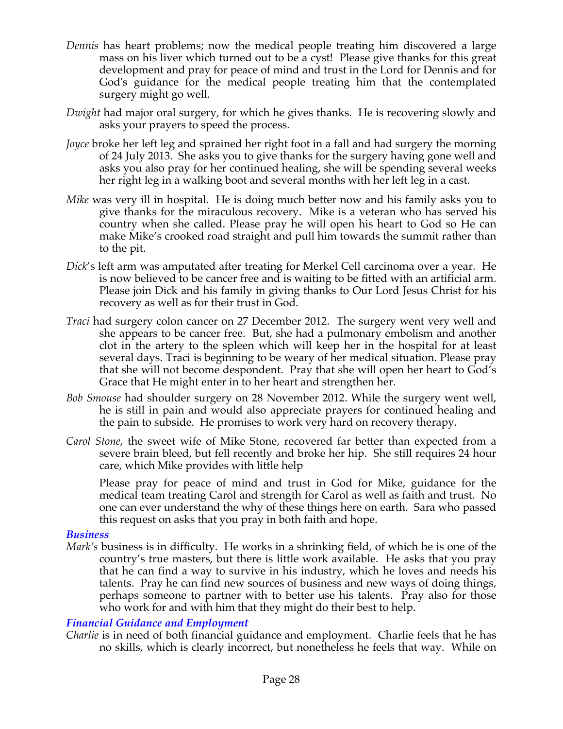*Dennis* has heart problems; now the medical people treating him discovered a large mass on his liver which turned out to be a cyst! Please give thanks for this great development and pray for peace of mind and trust in the Lord for Dennis and for God's guidance for the medical people treating him that the contemplated surgery might go well.

*Dwight* had major oral surgery, for which he gives thanks. He is recovering slowly and asks your prayers to speed the process.

*Joyce* broke her left leg and sprained her right foot in a fall and had surgery the morning of 24 July 2013. She asks you to give thanks for the surgery having gone well and asks you also pray for her continued healing, she will be spending several weeks her right leg in a walking boot and several months with her left leg in a cast.

*Mike* was very ill in hospital. He is doing much better now and his family asks you to give thanks for the miraculous recovery. Mike is a veteran who has served his country when she called. Please pray he will open his heart to God so He can make Mike's crooked road straight and pull him towards the summit rather than to the pit.

*Dick*'s left arm was amputated after treating for Merkel Cell carcinoma over a year. He is now believed to be cancer free and is waiting to be fitted with an artificial arm. Please join Dick and his family in giving thanks to Our Lord Jesus Christ for his recovery as well as for their trust in God.

*Traci* had surgery colon cancer on 27 December 2012. The surgery went very well and she appears to be cancer free. But, she had a pulmonary embolism and another clot in the artery to the spleen which will keep her in the hospital for at least several days. Traci is beginning to be weary of her medical situation. Please pray that she will not become despondent. Pray that she will open her heart to God's Grace that He might enter in to her heart and strengthen her.

*Bob Smouse* had shoulder surgery on 28 November 2012. While the surgery went well, he is still in pain and would also appreciate prayers for continued healing and the pain to subside. He promises to work very hard on recovery therapy.

*Carol Stone*, the sweet wife of Mike Stone, recovered far better than expected from a severe brain bleed, but fell recently and broke her hip. She still requires 24 hour care, which Mike provides with little help

Please pray for peace of mind and trust in God for Mike, guidance for the medical team treating Carol and strength for Carol as well as faith and trust. No one can ever understand the why of these things here on earth. Sara who passed this request on asks that you pray in both faith and hope.

### *Business*

*Mark's* business is in difficulty. He works in a shrinking field, of which he is one of the country's true masters, but there is little work available. He asks that you pray that he can find a way to survive in his industry, which he loves and needs his talents. Pray he can find new sources of business and new ways of doing things, perhaps someone to partner with to better use his talents. Pray also for those who work for and with him that they might do their best to help.

### *Financial Guidance and Employment*

*Charlie* is in need of both financial guidance and employment. Charlie feels that he has no skills, which is clearly incorrect, but nonetheless he feels that way. While on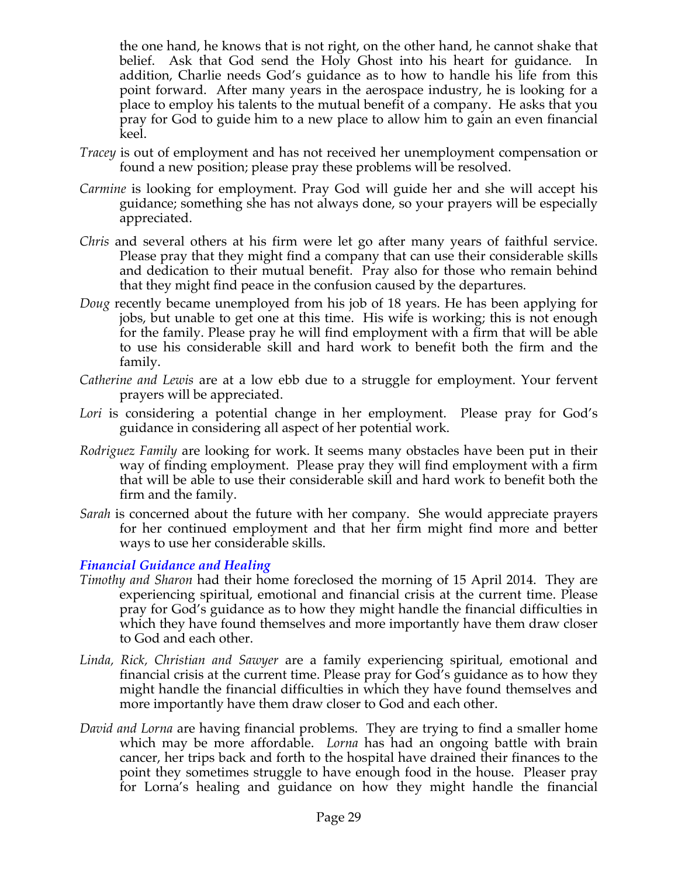the one hand, he knows that is not right, on the other hand, he cannot shake that belief. Ask that God send the Holy Ghost into his heart for guidance. In addition, Charlie needs God's guidance as to how to handle his life from this point forward. After many years in the aerospace industry, he is looking for a place to employ his talents to the mutual benefit of a company. He asks that you pray for God to guide him to a new place to allow him to gain an even financial keel.

*Tracey* is out of employment and has not received her unemployment compensation or found a new position; please pray these problems will be resolved.

*Carmine* is looking for employment. Pray God will guide her and she will accept his guidance; something she has not always done, so your prayers will be especially appreciated.

*Chris* and several others at his firm were let go after many years of faithful service. Please pray that they might find a company that can use their considerable skills and dedication to their mutual benefit. Pray also for those who remain behind that they might find peace in the confusion caused by the departures.

*Doug* recently became unemployed from his job of 18 years. He has been applying for jobs, but unable to get one at this time. His wife is working; this is not enough for the family. Please pray he will find employment with a firm that will be able to use his considerable skill and hard work to benefit both the firm and the family.

*Catherine and Lewis* are at a low ebb due to a struggle for employment. Your fervent prayers will be appreciated.

*Lori* is considering a potential change in her employment. Please pray for God's guidance in considering all aspect of her potential work.

*Rodriguez Family* are looking for work. It seems many obstacles have been put in their way of finding employment. Please pray they will find employment with a firm that will be able to use their considerable skill and hard work to benefit both the firm and the family.

*Sarah* is concerned about the future with her company. She would appreciate prayers for her continued employment and that her firm might find more and better ways to use her considerable skills.

### *Financial Guidance and Healing*

*Timothy and Sharon* had their home foreclosed the morning of 15 April 2014. They are experiencing spiritual, emotional and financial crisis at the current time. Please pray for God's guidance as to how they might handle the financial difficulties in which they have found themselves and more importantly have them draw closer to God and each other.

*Linda, Rick, Christian and Sawyer* are a family experiencing spiritual, emotional and financial crisis at the current time. Please pray for God's guidance as to how they might handle the financial difficulties in which they have found themselves and more importantly have them draw closer to God and each other.

*David and Lorna* are having financial problems. They are trying to find a smaller home which may be more affordable. *Lorna* has had an ongoing battle with brain cancer, her trips back and forth to the hospital have drained their finances to the point they sometimes struggle to have enough food in the house. Pleaser pray for Lorna's healing and guidance on how they might handle the financial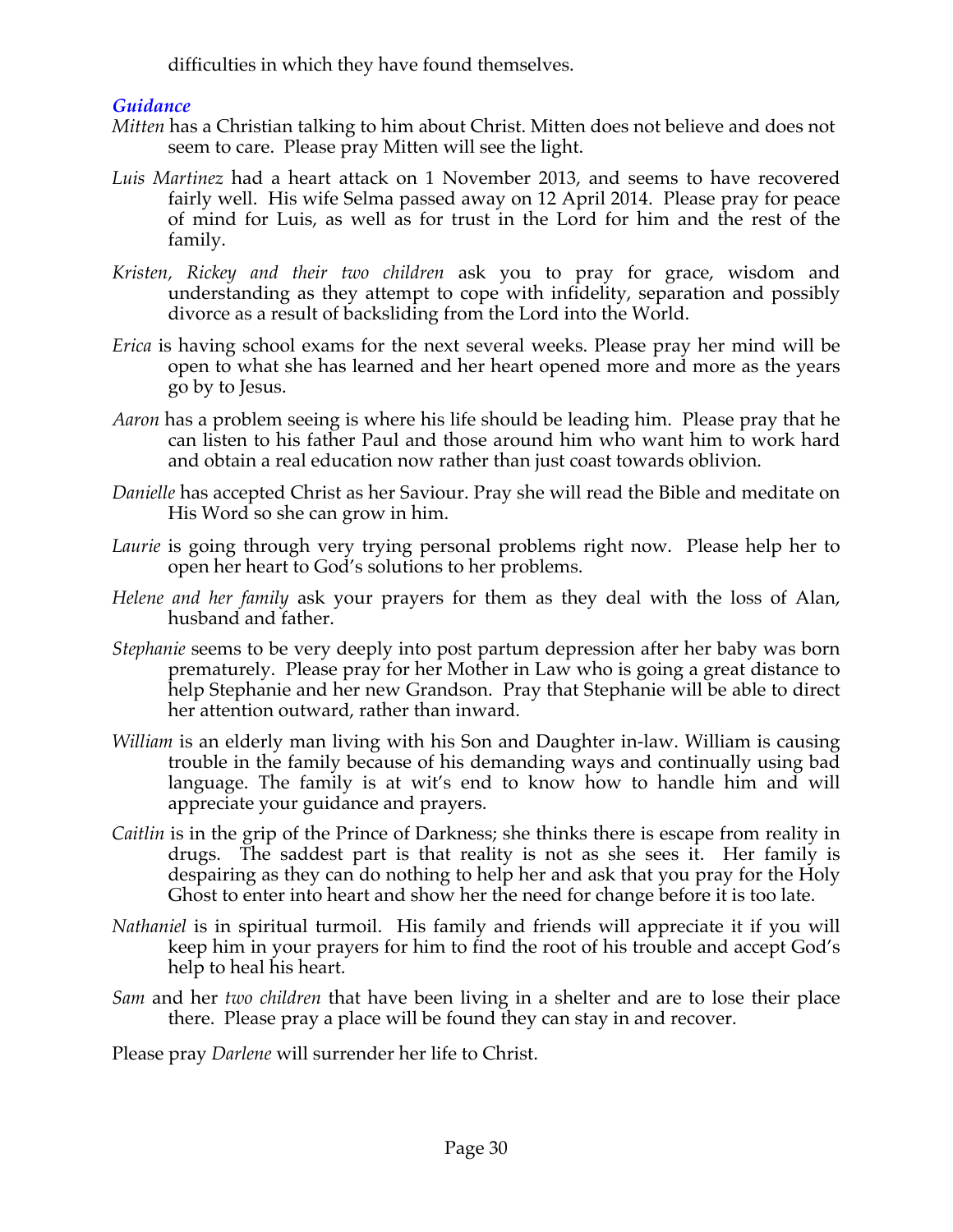difficulties in which they have found themselves.

### *Guidance*

*Mitten* has a Christian talking to him about Christ. Mitten does not believe and does not seem to care. Please pray Mitten will see the light.

*Luis Martinez* had a heart attack on 1 November 2013, and seems to have recovered fairly well. His wife Selma passed away on 12 April 2014. Please pray for peace of mind for Luis, as well as for trust in the Lord for him and the rest of the family.

*Kristen, Rickey and their two children* ask you to pray for grace, wisdom and understanding as they attempt to cope with infidelity, separation and possibly divorce as a result of backsliding from the Lord into the World.

*Erica* is having school exams for the next several weeks. Please pray her mind will be open to what she has learned and her heart opened more and more as the years go by to Jesus.

*Aaron* has a problem seeing is where his life should be leading him. Please pray that he can listen to his father Paul and those around him who want him to work hard and obtain a real education now rather than just coast towards oblivion.

*Danielle* has accepted Christ as her Saviour. Pray she will read the Bible and meditate on His Word so she can grow in him.

*Laurie* is going through very trying personal problems right now. Please help her to open her heart to God's solutions to her problems.

*Helene and her family* ask your prayers for them as they deal with the loss of Alan, husband and father.

*Stephanie* seems to be very deeply into post partum depression after her baby was born prematurely. Please pray for her Mother in Law who is going a great distance to help Stephanie and her new Grandson. Pray that Stephanie will be able to direct her attention outward, rather than inward.

*William* is an elderly man living with his Son and Daughter in-law. William is causing trouble in the family because of his demanding ways and continually using bad language. The family is at wit's end to know how to handle him and will appreciate your guidance and prayers.

*Caitlin* is in the grip of the Prince of Darkness; she thinks there is escape from reality in drugs. The saddest part is that reality is not as she sees it. Her family is despairing as they can do nothing to help her and ask that you pray for the Holy Ghost to enter into heart and show her the need for change before it is too late.

*Nathaniel* is in spiritual turmoil. His family and friends will appreciate it if you will keep him in your prayers for him to find the root of his trouble and accept God's help to heal his heart.

*Sam* and her *two children* that have been living in a shelter and are to lose their place there. Please pray a place will be found they can stay in and recover.

Please pray *Darlene* will surrender her life to Christ.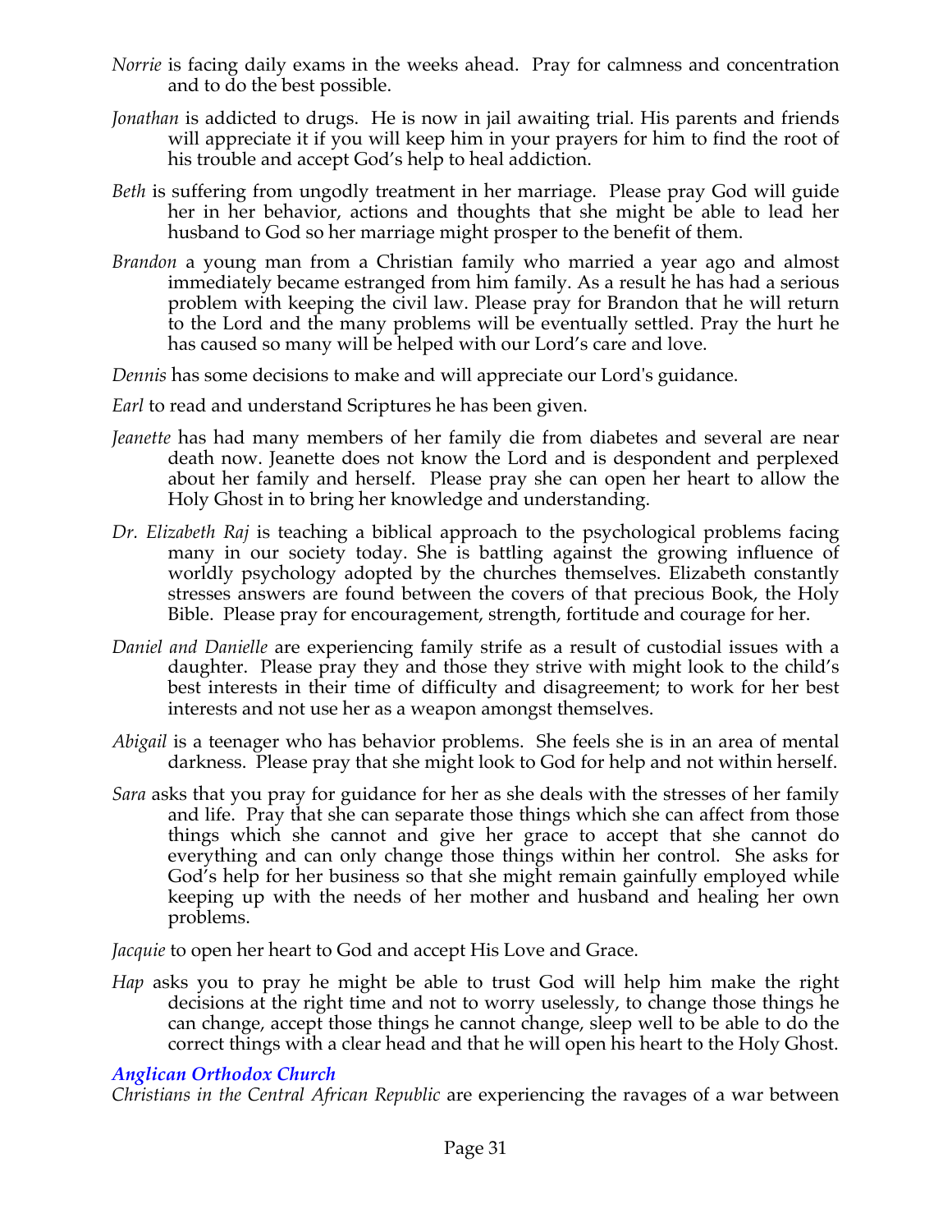*Norrie* is facing daily exams in the weeks ahead. Pray for calmness and concentration and to do the best possible.

*Jonathan* is addicted to drugs. He is now in jail awaiting trial. His parents and friends will appreciate it if you will keep him in your prayers for him to find the root of his trouble and accept God's help to heal addiction.

*Beth* is suffering from ungodly treatment in her marriage. Please pray God will guide her in her behavior, actions and thoughts that she might be able to lead her husband to God so her marriage might prosper to the benefit of them.

*Brandon* a young man from a Christian family who married a year ago and almost immediately became estranged from him family. As a result he has had a serious problem with keeping the civil law. Please pray for Brandon that he will return to the Lord and the many problems will be eventually settled. Pray the hurt he has caused so many will be helped with our Lord's care and love.

*Dennis* has some decisions to make and will appreciate our Lord's guidance.

*Earl* to read and understand Scriptures he has been given.

*Jeanette* has had many members of her family die from diabetes and several are near death now. Jeanette does not know the Lord and is despondent and perplexed about her family and herself. Please pray she can open her heart to allow the Holy Ghost in to bring her knowledge and understanding.

*Dr. Elizabeth Raj* is teaching a biblical approach to the psychological problems facing many in our society today. She is battling against the growing influence of worldly psychology adopted by the churches themselves. Elizabeth constantly stresses answers are found between the covers of that precious Book, the Holy Bible. Please pray for encouragement, strength, fortitude and courage for her.

*Daniel and Danielle* are experiencing family strife as a result of custodial issues with a daughter. Please pray they and those they strive with might look to the child's best interests in their time of difficulty and disagreement; to work for her best interests and not use her as a weapon amongst themselves.

*Abigail* is a teenager who has behavior problems. She feels she is in an area of mental darkness. Please pray that she might look to God for help and not within herself.

*Sara* asks that you pray for guidance for her as she deals with the stresses of her family and life. Pray that she can separate those things which she can affect from those things which she cannot and give her grace to accept that she cannot do everything and can only change those things within her control. She asks for God's help for her business so that she might remain gainfully employed while keeping up with the needs of her mother and husband and healing her own problems.

*Jacquie* to open her heart to God and accept His Love and Grace.

*Hap* asks you to pray he might be able to trust God will help him make the right decisions at the right time and not to worry uselessly, to change those things he can change, accept those things he cannot change, sleep well to be able to do the correct things with a clear head and that he will open his heart to the Holy Ghost.

### *Anglican Orthodox Church*

*Christians in the Central African Republic* are experiencing the ravages of a war between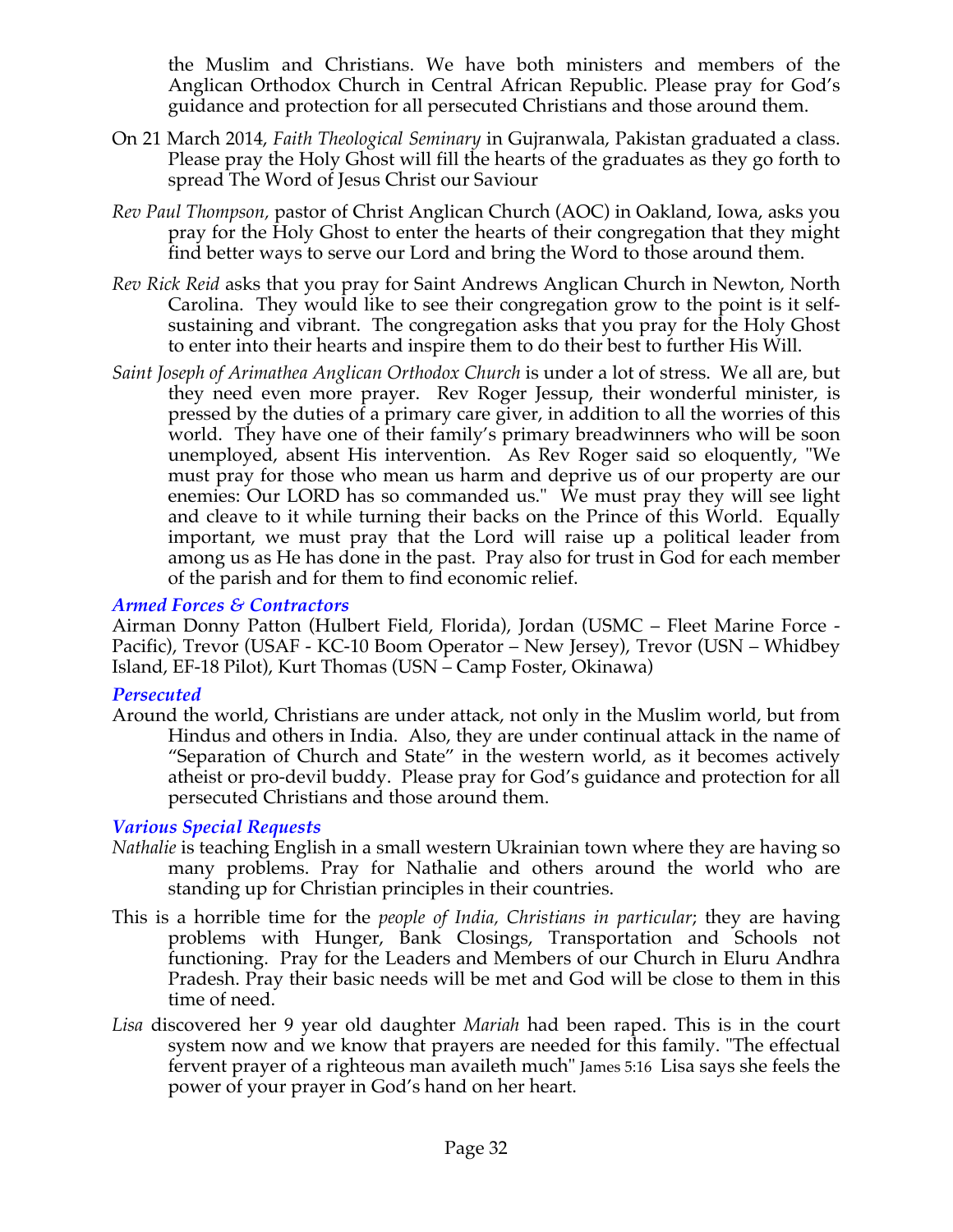the Muslim and Christians. We have both ministers and members of the Anglican Orthodox Church in Central African Republic. Please pray for God's guidance and protection for all persecuted Christians and those around them.

On 21 March 2014, *Faith Theological Seminary* in Gujranwala, Pakistan graduated a class. Please pray the Holy Ghost will fill the hearts of the graduates as they go forth to spread The Word of Jesus Christ our Saviour

*Rev Paul Thompson,* pastor of Christ Anglican Church (AOC) in Oakland, Iowa, asks you pray for the Holy Ghost to enter the hearts of their congregation that they might find better ways to serve our Lord and bring the Word to those around them.

*Rev Rick Reid* asks that you pray for Saint Andrews Anglican Church in Newton, North Carolina. They would like to see their congregation grow to the point is it self-sustaining and vibrant. The congregation asks that you pray for the Holy Ghost to enter into their hearts and inspire them to do their best to further His Will.

*Saint Joseph of Arimathea Anglican Orthodox Church* is under a lot of stress. We all are, but they need even more prayer. Rev Roger Jessup, their wonderful minister, is pressed by the duties of a primary care giver, in addition to all the worries of this world. They have one of their family's primary breadwinners who will be soon unemployed, absent His intervention. As Rev Roger said so eloquently, "We must pray for those who mean us harm and deprive us of our property are our enemies: Our LORD has so commanded us." We must pray they will see light and cleave to it while turning their backs on the Prince of this World. Equally important, we must pray that the Lord will raise up a political leader from among us as He has done in the past. Pray also for trust in God for each member of the parish and for them to find economic relief.

### *Armed Forces & Contractors*

Airman Donny Patton (Hulbert Field, Florida), Jordan (USMC – Fleet Marine Force - Pacific), Trevor (USAF - KC-10 Boom Operator – New Jersey), Trevor (USN – Whidbey Island, EF-18 Pilot), Kurt Thomas (USN – Camp Foster, Okinawa)

### *Persecuted*

Around the world, Christians are under attack, not only in the Muslim world, but from Hindus and others in India. Also, they are under continual attack in the name of "Separation of Church and State" in the western world, as it becomes actively atheist or pro-devil buddy. Please pray for God's guidance and protection for all persecuted Christians and those around them.

### *Various Special Requests*

*Nathalie* is teaching English in a small western Ukrainian town where they are having so many problems. Pray for Nathalie and others around the world who are standing up for Christian principles in their countries.

This is a horrible time for the *people of India, Christians in particular*; they are having problems with Hunger, Bank Closings, Transportation and Schools not functioning. Pray for the Leaders and Members of our Church in Eluru Andhra Pradesh. Pray their basic needs will be met and God will be close to them in this time of need.

*Lisa* discovered her 9 year old daughter *Mariah* had been raped. This is in the court system now and we know that prayers are needed for this family. "The effectual fervent prayer of a righteous man availeth much" James 5:16 Lisa says she feels the power of your prayer in God's hand on her heart.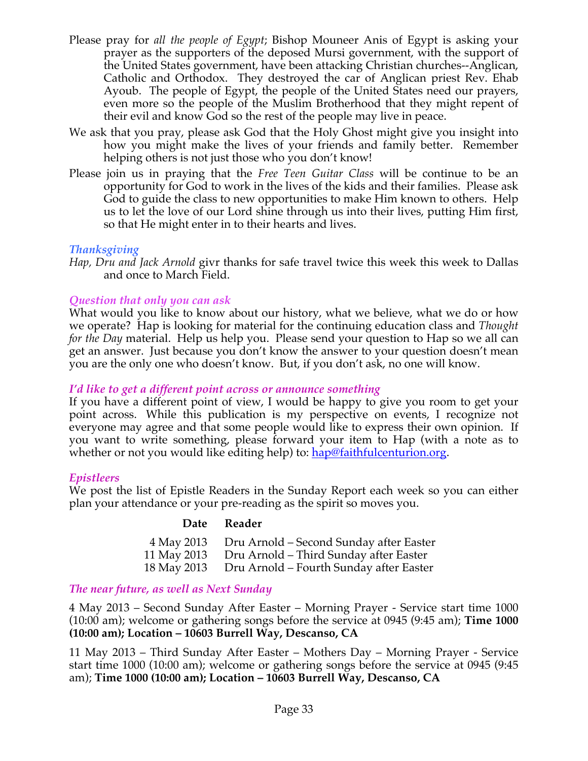Please pray for *all the people of Egypt*; Bishop Mouneer Anis of Egypt is asking your prayer as the supporters of the deposed Mursi government, with the support of the United States government, have been attacking Christian churches--Anglican, Catholic and Orthodox. They destroyed the car of Anglican priest Rev. Ehab Ayoub. The people of Egypt, the people of the United States need our prayers, even more so the people of the Muslim Brotherhood that they might repent of their evil and know God so the rest of the people may live in peace.

We ask that you pray, please ask God that the Holy Ghost might give you insight into how you might make the lives of your friends and family better. Remember helping others is not just those who you don't know!

Please join us in praying that the *Free Teen Guitar Class* will be continue to be an opportunity for God to work in the lives of the kids and their families. Please ask God to guide the class to new opportunities to make Him known to others. Help us to let the love of our Lord shine through us into their lives, putting Him first, so that He might enter in to their hearts and lives.

### *Thanksgiving*

*Hap, Dru and Jack Arnold* givr thanks for safe travel twice this week this week to Dallas and once to March Field.

### *Question that only you can ask*

What would you like to know about our history, what we believe, what we do or how we operate? Hap is looking for material for the continuing education class and *Thought for the Day* material. Help us help you. Please send your question to Hap so we all can get an answer. Just because you don't know the answer to your question doesn't mean you are the only one who doesn't know. But, if you don't ask, no one will know.

### *I'd like to get a different point across or announce something*

If you have a different point of view, I would be happy to give you room to get your point across. While this publication is my perspective on events, I recognize not everyone may agree and that some people would like to express their own opinion. If you want to write something, please forward your item to Hap (with a note as to whether or not you would like editing help) to: hap@faithfulcenturion.org.

### *Epistleers*

We post the list of Epistle Readers in the Sunday Report each week so you can either plan your attendance or your pre-reading as the spirit so moves you.

| Date | Reader |
|---|---|
| 4 May 2013 | Dru Arnold – Second Sunday after Easter |
| 11 May 2013 | Dru Arnold – Third Sunday after Easter |
| 18 May 2013 | Dru Arnold – Fourth Sunday after Easter |

### *The near future, as well as Next Sunday*

4 May 2013 – Second Sunday After Easter – Morning Prayer - Service start time 1000 (10:00 am); welcome or gathering songs before the service at 0945 (9:45 am); **Time 1000 (10:00 am); Location – 10603 Burrell Way, Descanso, CA**

11 May 2013 – Third Sunday After Easter – Mothers Day – Morning Prayer - Service start time 1000 (10:00 am); welcome or gathering songs before the service at 0945 (9:45 am); **Time 1000 (10:00 am); Location – 10603 Burrell Way, Descanso, CA**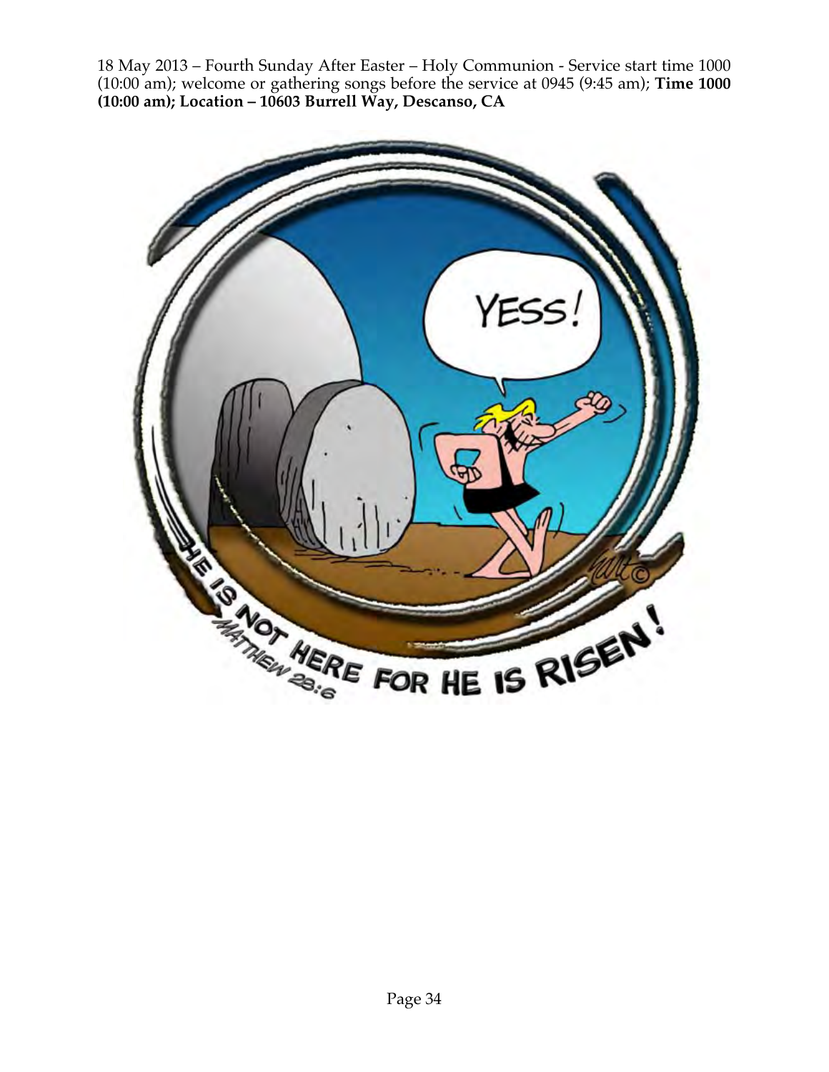18 May 2013 – Fourth Sunday After Easter – Holy Communion - Service start time 1000 (10:00 am); welcome or gathering songs before the service at 0945 (9:45 am); **Time 1000 (10:00 am); Location – 10603 Burrell Way, Descanso, CA**